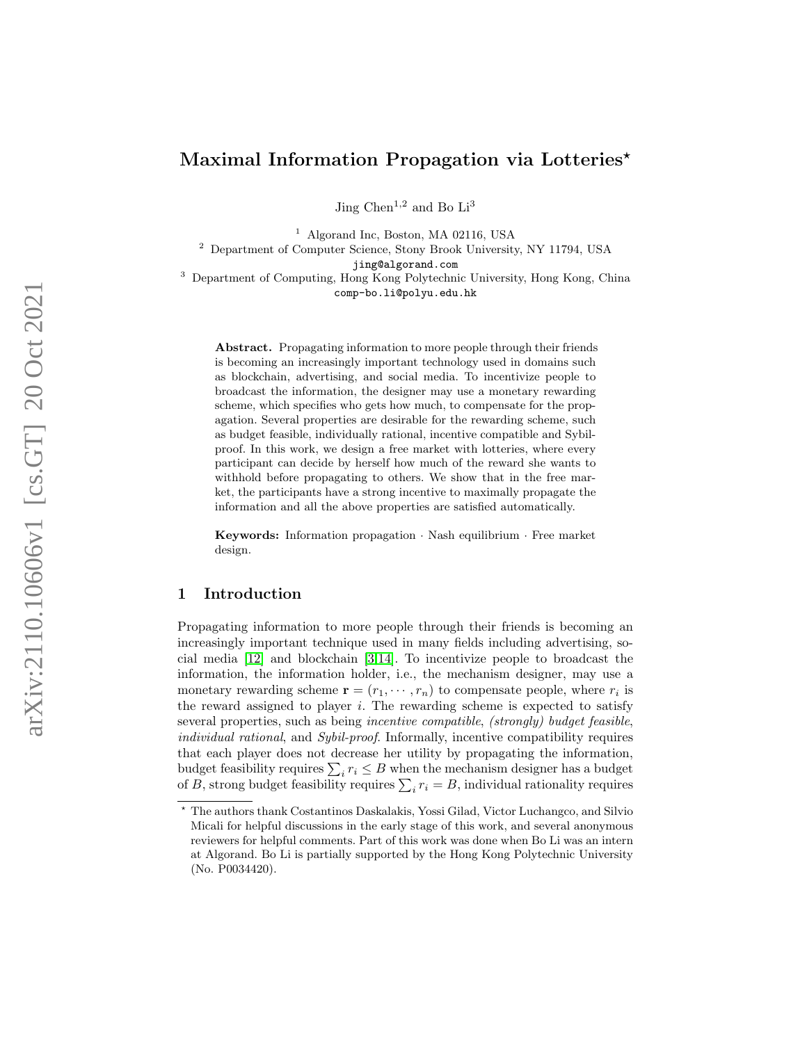# Maximal Information Propagation via Lotteries*

Jing Chen[1,2] and Bo Li[3]

[1] Algorand Inc, Boston, MA 02116, USA
[2] Department of Computer Science, Stony Brook University, NY 11794, USA
jing@algorand.com
[3] Department of Computing, Hong Kong Polytechnic University, Hong Kong, China
comp-bo.li@polyu.edu.hk

**Abstract.** Propagating information to more people through their friends is becoming an increasingly important technology used in domains such as blockchain, advertising, and social media. To incentivize people to broadcast the information, the designer may use a monetary rewarding scheme, which specifies who gets how much, to compensate for the propagation. Several properties are desirable for the rewarding scheme, such as budget feasible, individually rational, incentive compatible and Sybil-proof. In this work, we design a free market with lotteries, where every participant can decide by herself how much of the reward she wants to withhold before propagating to others. We show that in the free market, the participants have a strong incentive to maximally propagate the information and all the above properties are satisfied automatically.

**Keywords:** Information propagation · Nash equilibrium · Free market design.

## 1 Introduction

Propagating information to more people through their friends is becoming an increasingly important technique used in many fields including advertising, social media [12] and blockchain [3,14]. To incentivize people to broadcast the information, the information holder, i.e., the mechanism designer, may use a monetary rewarding scheme $\mathbf{r} = (r_1, \cdots, r_n)$ to compensate people, where $r_i$ is the reward assigned to player $i$. The rewarding scheme is expected to satisfy several properties, such as being *incentive compatible*, *(strongly) budget feasible*, *individual rational*, and *Sybil-proof*. Informally, incentive compatibility requires that each player does not decrease her utility by propagating the information, budget feasibility requires $\sum_i r_i \leq B$ when the mechanism designer has a budget of $B$, strong budget feasibility requires $\sum_i r_i = B$, individual rationality requires

---

* The authors thank Costantinos Daskalakis, Yossi Gilad, Victor Luchangco, and Silvio Micali for helpful discussions in the early stage of this work, and several anonymous reviewers for helpful comments. Part of this work was done when Bo Li was an intern at Algorand. Bo Li is partially supported by the Hong Kong Polytechnic University (No. P0034420).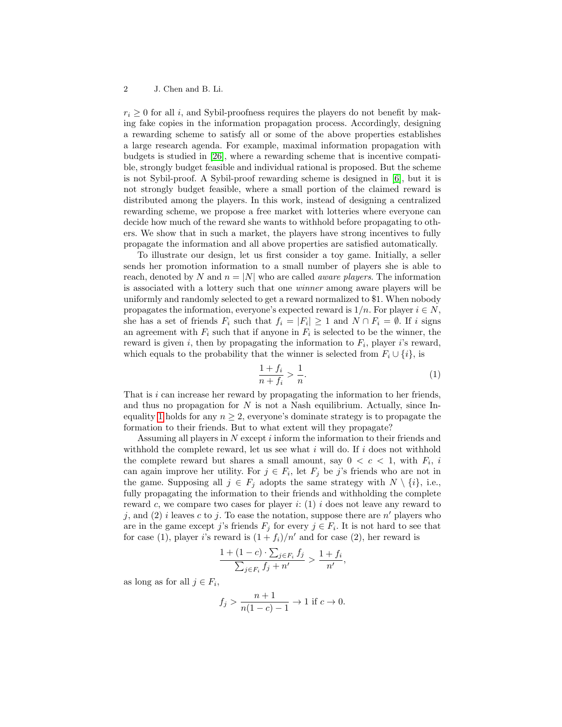$r_i \geq 0$ for all $i$, and Sybil-proofness requires the players do not benefit by making fake copies in the information propagation process. Accordingly, designing a rewarding scheme to satisfy all or some of the above properties establishes a large research agenda. For example, maximal information propagation with budgets is studied in [26], where a rewarding scheme that is incentive compatible, strongly budget feasible and individual rational is proposed. But the scheme is not Sybil-proof. A Sybil-proof rewarding scheme is designed in [6], but it is not strongly budget feasible, where a small portion of the claimed reward is distributed among the players. In this work, instead of designing a centralized rewarding scheme, we propose a free market with lotteries where everyone can decide how much of the reward she wants to withhold before propagating to others. We show that in such a market, the players have strong incentives to fully propagate the information and all above properties are satisfied automatically.

To illustrate our design, let us first consider a toy game. Initially, a seller sends her promotion information to a small number of players she is able to reach, denoted by $N$ and $n = |N|$ who are called *aware players*. The information is associated with a lottery such that one *winner* among aware players will be uniformly and randomly selected to get a reward normalized to \$1. When nobody propagates the information, everyone's expected reward is $1/n$. For player $i \in N$, she has a set of friends $F_i$ such that $f_i = |F_i| \geq 1$ and $N \cap F_i = \emptyset$. If $i$ signs an agreement with $F_i$ such that if anyone in $F_i$ is selected to be the winner, the reward is given $i$, then by propagating the information to $F_i$, player $i$'s reward, which equals to the probability that the winner is selected from $F_i \cup \{i\}$, is

$$\frac{1 + f_i}{n + f_i} > \frac{1}{n}. \tag{1}$$

That is $i$ can increase her reward by propagating the information to her friends, and thus no propagation for $N$ is not a Nash equilibrium. Actually, since Inequality 1 holds for any $n \geq 2$, everyone's dominate strategy is to propagate the formation to their friends. But to what extent will they propagate?

Assuming all players in $N$ except $i$ inform the information to their friends and withhold the complete reward, let us see what $i$ will do. If $i$ does not withhold the complete reward but shares a small amount, say $0 < c < 1$, with $F_i$, $i$ can again improve her utility. For $j \in F_i$, let $F_j$ be $j$'s friends who are not in the game. Supposing all $j \in F_j$ adopts the same strategy with $N \setminus \{i\}$, i.e., fully propagating the information to their friends and withholding the complete reward $c$, we compare two cases for player $i$: (1) $i$ does not leave any reward to $j$, and (2) $i$ leaves $c$ to $j$. To ease the notation, suppose there are $n'$ players who are in the game except $j$'s friends $F_j$ for every $j \in F_i$. It is not hard to see that for case (1), player $i$'s reward is $(1 + f_i)/n'$ and for case (2), her reward is

$$\frac{1 + (1 - c) \cdot \sum_{j \in F_i} f_j}{\sum_{j \in F_i} f_j + n'} > \frac{1 + f_i}{n'},$$

as long as for all $j \in F_i$,

$$f_j > \frac{n + 1}{n(1 - c) - 1} \to 1 \text{ if } c \to 0.$$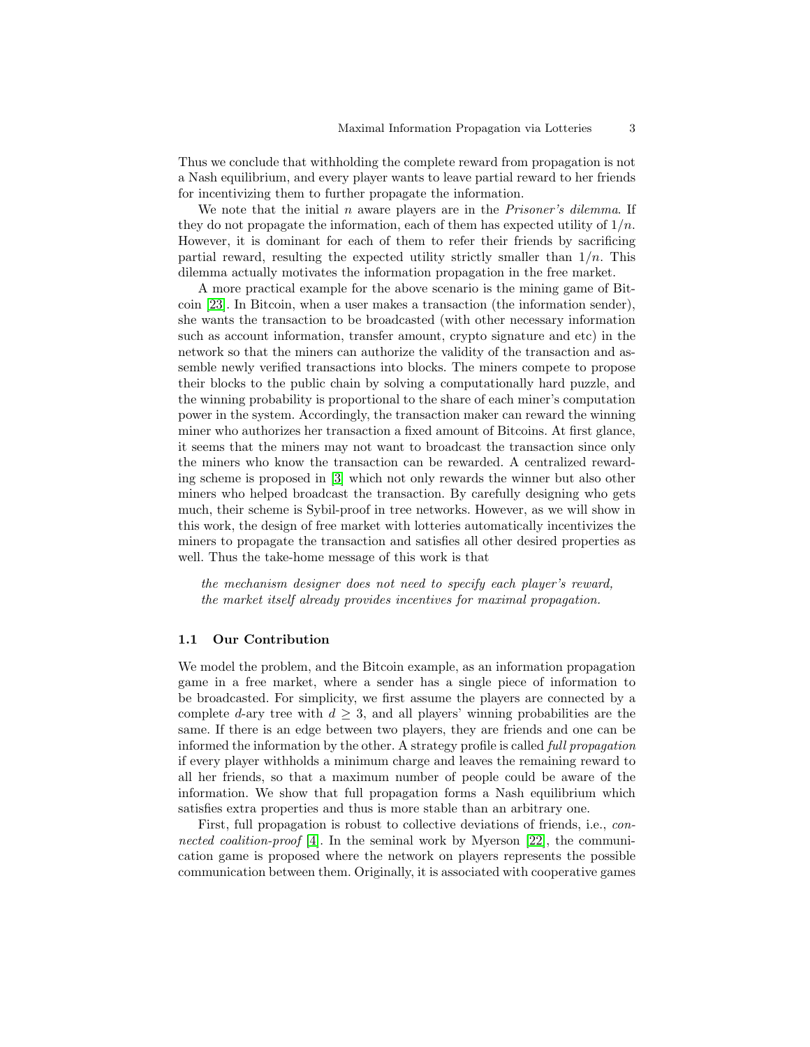Thus we conclude that withholding the complete reward from propagation is not a Nash equilibrium, and every player wants to leave partial reward to her friends for incentivizing them to further propagate the information.

We note that the initial $n$ aware players are in the *Prisoner's dilemma*. If they do not propagate the information, each of them has expected utility of $1/n$. However, it is dominant for each of them to refer their friends by sacrificing partial reward, resulting the expected utility strictly smaller than $1/n$. This dilemma actually motivates the information propagation in the free market.

A more practical example for the above scenario is the mining game of Bitcoin [23]. In Bitcoin, when a user makes a transaction (the information sender), she wants the transaction to be broadcasted (with other necessary information such as account information, transfer amount, crypto signature and etc) in the network so that the miners can authorize the validity of the transaction and assemble newly verified transactions into blocks. The miners compete to propose their blocks to the public chain by solving a computationally hard puzzle, and the winning probability is proportional to the share of each miner's computation power in the system. Accordingly, the transaction maker can reward the winning miner who authorizes her transaction a fixed amount of Bitcoins. At first glance, it seems that the miners may not want to broadcast the transaction since only the miners who know the transaction can be rewarded. A centralized rewarding scheme is proposed in [3] which not only rewards the winner but also other miners who helped broadcast the transaction. By carefully designing who gets much, their scheme is Sybil-proof in tree networks. However, as we will show in this work, the design of free market with lotteries automatically incentivizes the miners to propagate the transaction and satisfies all other desired properties as well. Thus the take-home message of this work is that

*the mechanism designer does not need to specify each player's reward, the market itself already provides incentives for maximal propagation.*

### 1.1 Our Contribution

We model the problem, and the Bitcoin example, as an information propagation game in a free market, where a sender has a single piece of information to be broadcasted. For simplicity, we first assume the players are connected by a complete $d$-ary tree with $d \geq 3$, and all players' winning probabilities are the same. If there is an edge between two players, they are friends and one can be informed the information by the other. A strategy profile is called *full propagation* if every player withholds a minimum charge and leaves the remaining reward to all her friends, so that a maximum number of people could be aware of the information. We show that full propagation forms a Nash equilibrium which satisfies extra properties and thus is more stable than an arbitrary one.

First, full propagation is robust to collective deviations of friends, i.e., *connected coalition-proof* [4]. In the seminal work by Myerson [22], the communication game is proposed where the network on players represents the possible communication between them. Originally, it is associated with cooperative games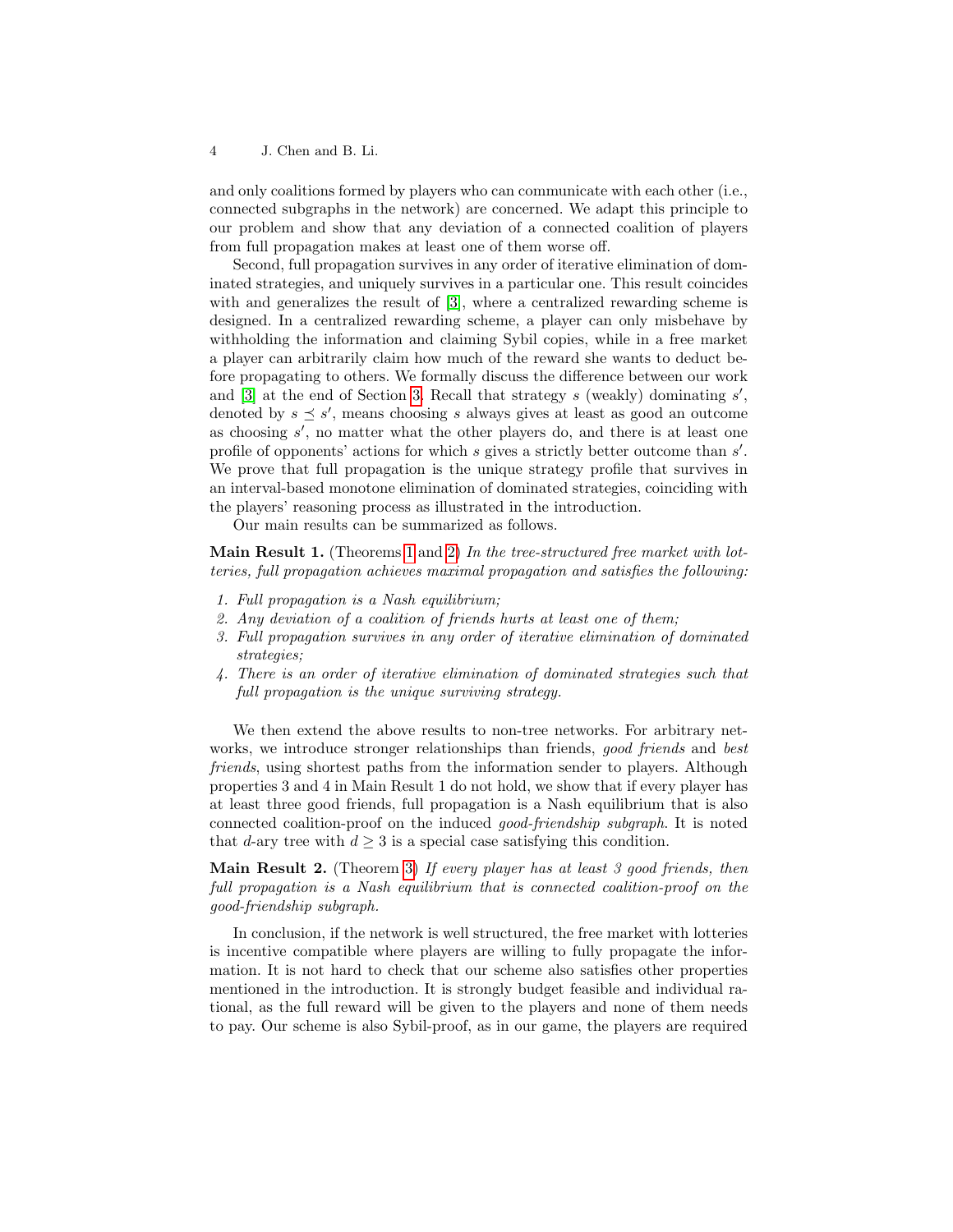and only coalitions formed by players who can communicate with each other (i.e., connected subgraphs in the network) are concerned. We adapt this principle to our problem and show that any deviation of a connected coalition of players from full propagation makes at least one of them worse off.

Second, full propagation survives in any order of iterative elimination of dominated strategies, and uniquely survives in a particular one. This result coincides with and generalizes the result of [3], where a centralized rewarding scheme is designed. In a centralized rewarding scheme, a player can only misbehave by withholding the information and claiming Sybil copies, while in a free market a player can arbitrarily claim how much of the reward she wants to deduct before propagating to others. We formally discuss the difference between our work and [3] at the end of Section 3. Recall that strategy $s$ (weakly) dominating $s'$, denoted by $s \preceq s'$, means choosing $s$ always gives at least as good an outcome as choosing $s'$, no matter what the other players do, and there is at least one profile of opponents' actions for which $s$ gives a strictly better outcome than $s'$. We prove that full propagation is the unique strategy profile that survives in an interval-based monotone elimination of dominated strategies, coinciding with the players' reasoning process as illustrated in the introduction.

Our main results can be summarized as follows.

**Main Result 1.** (Theorems 1 and 2) *In the tree-structured free market with lotteries, full propagation achieves maximal propagation and satisfies the following:*

1. *Full propagation is a Nash equilibrium;*
2. *Any deviation of a coalition of friends hurts at least one of them;*
3. *Full propagation survives in any order of iterative elimination of dominated strategies;*
4. *There is an order of iterative elimination of dominated strategies such that full propagation is the unique surviving strategy.*

We then extend the above results to non-tree networks. For arbitrary networks, we introduce stronger relationships than friends, *good friends* and *best friends*, using shortest paths from the information sender to players. Although properties 3 and 4 in Main Result 1 do not hold, we show that if every player has at least three good friends, full propagation is a Nash equilibrium that is also connected coalition-proof on the induced *good-friendship subgraph*. It is noted that $d$-ary tree with $d \geq 3$ is a special case satisfying this condition.

**Main Result 2.** (Theorem 3) *If every player has at least 3 good friends, then full propagation is a Nash equilibrium that is connected coalition-proof on the good-friendship subgraph.*

In conclusion, if the network is well structured, the free market with lotteries is incentive compatible where players are willing to fully propagate the information. It is not hard to check that our scheme also satisfies other properties mentioned in the introduction. It is strongly budget feasible and individual rational, as the full reward will be given to the players and none of them needs to pay. Our scheme is also Sybil-proof, as in our game, the players are required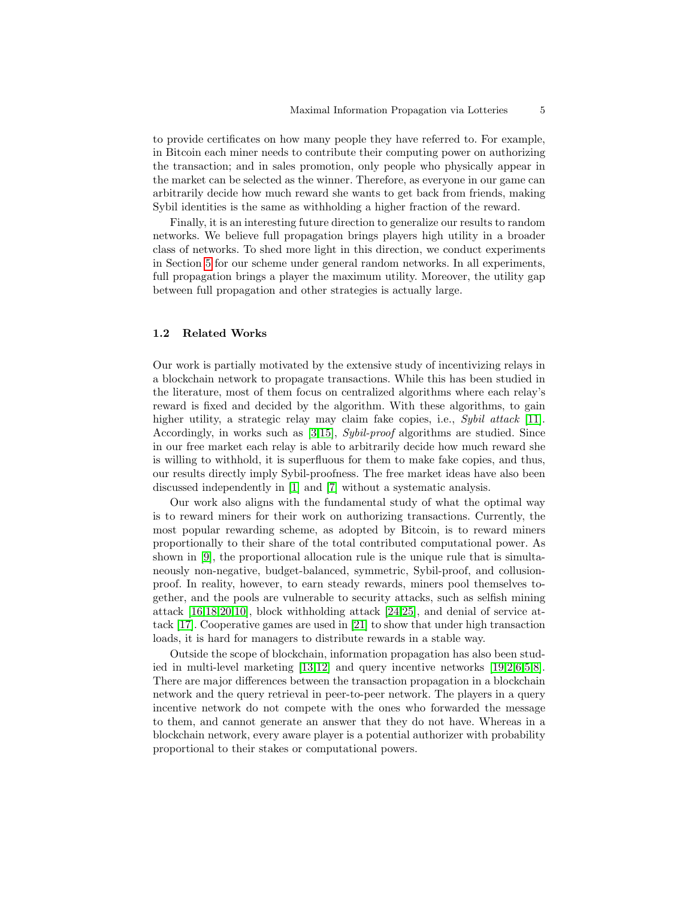to provide certificates on how many people they have referred to. For example, in Bitcoin each miner needs to contribute their computing power on authorizing the transaction; and in sales promotion, only people who physically appear in the market can be selected as the winner. Therefore, as everyone in our game can arbitrarily decide how much reward she wants to get back from friends, making Sybil identities is the same as withholding a higher fraction of the reward.

Finally, it is an interesting future direction to generalize our results to random networks. We believe full propagation brings players high utility in a broader class of networks. To shed more light in this direction, we conduct experiments in Section 5 for our scheme under general random networks. In all experiments, full propagation brings a player the maximum utility. Moreover, the utility gap between full propagation and other strategies is actually large.

### 1.2 Related Works

Our work is partially motivated by the extensive study of incentivizing relays in a blockchain network to propagate transactions. While this has been studied in the literature, most of them focus on centralized algorithms where each relay's reward is fixed and decided by the algorithm. With these algorithms, to gain higher utility, a strategic relay may claim fake copies, i.e., *Sybil attack* [11]. Accordingly, in works such as [3,15], *Sybil-proof* algorithms are studied. Since in our free market each relay is able to arbitrarily decide how much reward she is willing to withhold, it is superfluous for them to make fake copies, and thus, our results directly imply Sybil-proofness. The free market ideas have also been discussed independently in [1] and [7] without a systematic analysis.

Our work also aligns with the fundamental study of what the optimal way is to reward miners for their work on authorizing transactions. Currently, the most popular rewarding scheme, as adopted by Bitcoin, is to reward miners proportionally to their share of the total contributed computational power. As shown in [9], the proportional allocation rule is the unique rule that is simultaneously non-negative, budget-balanced, symmetric, Sybil-proof, and collusion-proof. In reality, however, to earn steady rewards, miners pool themselves together, and the pools are vulnerable to security attacks, such as selfish mining attack [16,18,20,10], block withholding attack [24,25], and denial of service attack [17]. Cooperative games are used in [21] to show that under high transaction loads, it is hard for managers to distribute rewards in a stable way.

Outside the scope of blockchain, information propagation has also been studied in multi-level marketing [13,12] and query incentive networks [19,2,6,5,8]. There are major differences between the transaction propagation in a blockchain network and the query retrieval in peer-to-peer network. The players in a query incentive network do not compete with the ones who forwarded the message to them, and cannot generate an answer that they do not have. Whereas in a blockchain network, every aware player is a potential authorizer with probability proportional to their stakes or computational powers.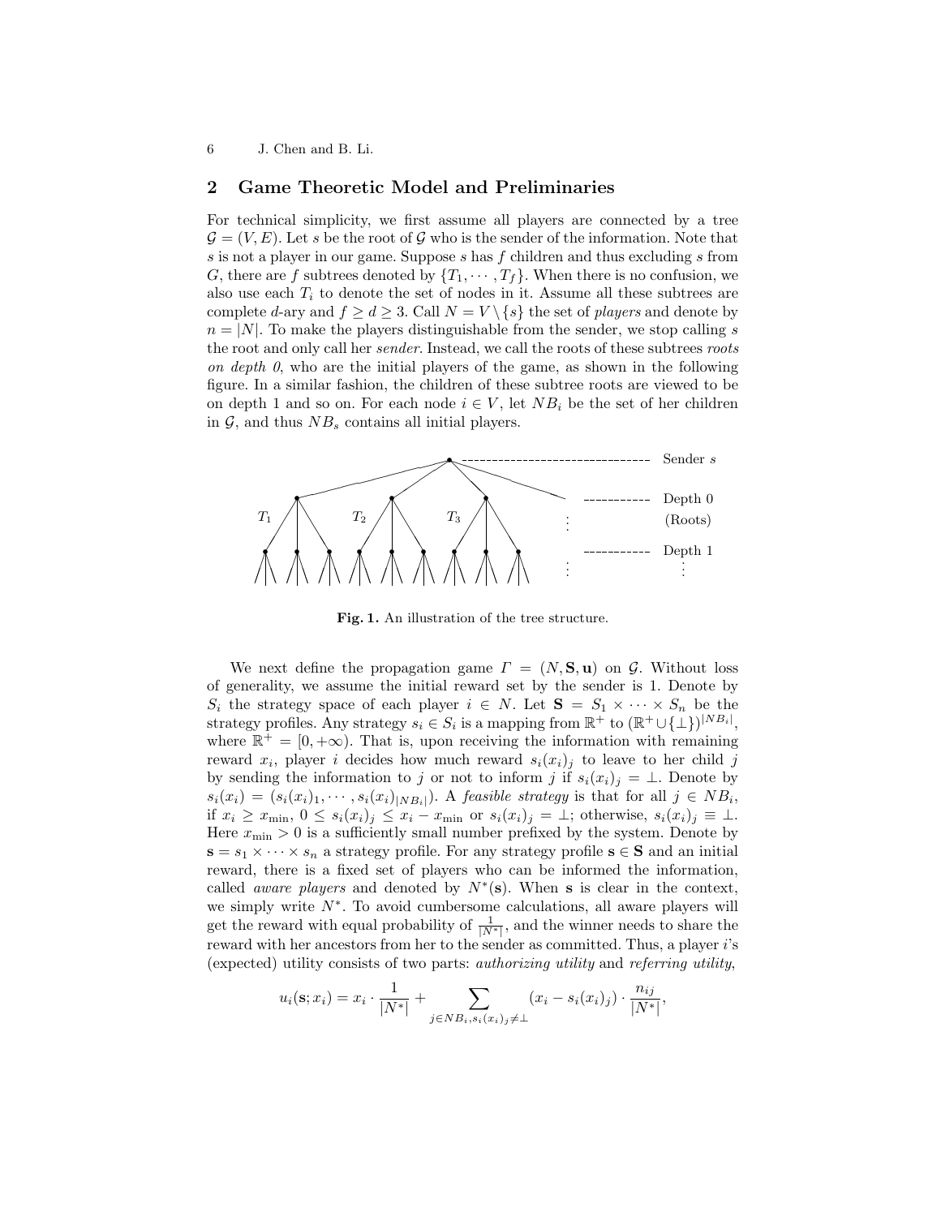## 2 Game Theoretic Model and Preliminaries

For technical simplicity, we first assume all players are connected by a tree $\mathcal{G} = (V, E)$. Let $s$ be the root of $\mathcal{G}$ who is the sender of the information. Note that $s$ is not a player in our game. Suppose $s$ has $f$ children and thus excluding $s$ from $G$, there are $f$ subtrees denoted by $\{T_1, \cdots, T_f\}$. When there is no confusion, we also use each $T_i$ to denote the set of nodes in it. Assume all these subtrees are complete $d$-ary and $f \geq d \geq 3$. Call $N = V \setminus \{s\}$ the set of *players* and denote by $n = |N|$. To make the players distinguishable from the sender, we stop calling $s$ the root and only call her *sender*. Instead, we call the roots of these subtrees *roots on depth 0*, who are the initial players of the game, as shown in the following figure. In a similar fashion, the children of these subtree roots are viewed to be on depth 1 and so on. For each node $i \in V$, let $NB_i$ be the set of her children in $\mathcal{G}$, and thus $NB_s$ contains all initial players.

**Fig. 1.** An illustration of the tree structure.

We next define the propagation game $\Gamma = (N, \mathbf{S}, \mathbf{u})$ on $\mathcal{G}$. Without loss of generality, we assume the initial reward set by the sender is 1. Denote by $S_i$ the strategy space of each player $i \in N$. Let $\mathbf{S} = S_1 \times \cdots \times S_n$ be the strategy profiles. Any strategy $s_i \in S_i$ is a mapping from $\mathbb{R}^+$ to $(\mathbb{R}^+ \cup \{\perp\})^{|NB_i|}$, where $\mathbb{R}^+ = [0, +\infty)$. That is, upon receiving the information with remaining reward $x_i$, player $i$ decides how much reward $s_i(x_i)_j$ to leave to her child $j$ by sending the information to $j$ or not to inform $j$ if $s_i(x_i)_j = \perp$. Denote by $s_i(x_i) = (s_i(x_i)_1, \cdots, s_i(x_i)_{|NB_i|})$. A *feasible strategy* is that for all $j \in NB_i$, if $x_i \geq x_{\min}$, $0 \leq s_i(x_i)_j \leq x_i - x_{\min}$ or $s_i(x_i)_j = \perp$; otherwise, $s_i(x_i)_j \equiv \perp$. Here $x_{\min} > 0$ is a sufficiently small number prefixed by the system. Denote by $\mathbf{s} = s_1 \times \cdots \times s_n$ a strategy profile. For any strategy profile $\mathbf{s} \in \mathbf{S}$ and an initial reward, there is a fixed set of players who can be informed the information, called *aware players* and denoted by $N^*(\mathbf{s})$. When $\mathbf{s}$ is clear in the context, we simply write $N^*$. To avoid cumbersome calculations, all aware players will get the reward with equal probability of $\frac{1}{|N^*|}$, and the winner needs to share the reward with her ancestors from her to the sender as committed. Thus, a player $i$'s (expected) utility consists of two parts: *authorizing utility* and *referring utility*,

$$u_i(\mathbf{s}; x_i) = x_i \cdot \frac{1}{|N^*|} + \sum_{j \in NB_i, s_i(x_i)_j \neq \perp} (x_i - s_i(x_i)_j) \cdot \frac{n_{ij}}{|N^*|},$$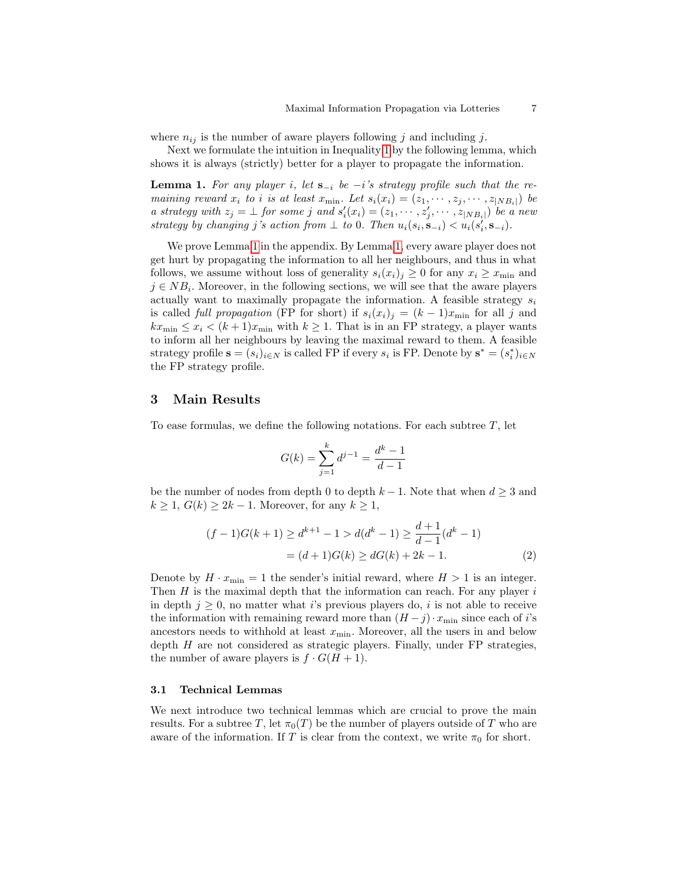where $n_{ij}$ is the number of aware players following $j$ and including $j$.

Next we formulate the intuition in Inequality 1 by the following lemma, which shows it is always (strictly) better for a player to propagate the information.

**Lemma 1.** *For any player $i$, let $\mathbf{s}_{-i}$ be $-i$'s strategy profile such that the remaining reward $x_i$ to $i$ is at least $x_{\min}$. Let $s_i(x_i) = (z_1, \cdots, z_j, \cdots, z_{|NB_i|})$ be a strategy with $z_j = \perp$ for some $j$ and $s'_i(x_i) = (z_1, \cdots, z'_j, \cdots, z_{|NB_i|})$ be a new strategy by changing $j$'s action from $\perp$ to 0. Then $u_i(s_i, \mathbf{s}_{-i}) < u_i(s'_i, \mathbf{s}_{-i})$.*

We prove Lemma 1 in the appendix. By Lemma 1, every aware player does not get hurt by propagating the information to all her neighbours, and thus in what follows, we assume without loss of generality $s_i(x_i)_j \geq 0$ for any $x_i \geq x_{\min}$ and $j \in NB_i$. Moreover, in the following sections, we will see that the aware players actually want to maximally propagate the information. A feasible strategy $s_i$ is called *full propagation* (FP for short) if $s_i(x_i)_j = (k-1)x_{\min}$ for all $j$ and $kx_{\min} \leq x_i < (k+1)x_{\min}$ with $k \geq 1$. That is in an FP strategy, a player wants to inform all her neighbours by leaving the maximal reward to them. A feasible strategy profile $\mathbf{s} = (s_i)_{i \in N}$ is called FP if every $s_i$ is FP. Denote by $\mathbf{s}^* = (s^*_i)_{i \in N}$ the FP strategy profile.

## 3 Main Results

To ease formulas, we define the following notations. For each subtree $T$, let

$$G(k) = \sum_{j=1}^{k} d^{j-1} = \frac{d^k - 1}{d - 1}$$

be the number of nodes from depth 0 to depth $k-1$. Note that when $d \geq 3$ and $k \geq 1$, $G(k) \geq 2k - 1$. Moreover, for any $k \geq 1$,

$$\begin{aligned}(f-1)G(k+1) &\geq d^{k+1} - 1 > d(d^k - 1) \geq \frac{d+1}{d-1}(d^k - 1) \\ &= (d+1)G(k) \geq dG(k) + 2k - 1. \end{aligned} \tag{2}$$

Denote by $H \cdot x_{\min} = 1$ the sender's initial reward, where $H > 1$ is an integer. Then $H$ is the maximal depth that the information can reach. For any player $i$ in depth $j \geq 0$, no matter what $i$'s previous players do, $i$ is not able to receive the information with remaining reward more than $(H - j) \cdot x_{\min}$ since each of $i$'s ancestors needs to withhold at least $x_{\min}$. Moreover, all the users in and below depth $H$ are not considered as strategic players. Finally, under FP strategies, the number of aware players is $f \cdot G(H+1)$.

### 3.1 Technical Lemmas

We next introduce two technical lemmas which are crucial to prove the main results. For a subtree $T$, let $\pi_0(T)$ be the number of players outside of $T$ who are aware of the information. If $T$ is clear from the context, we write $\pi_0$ for short.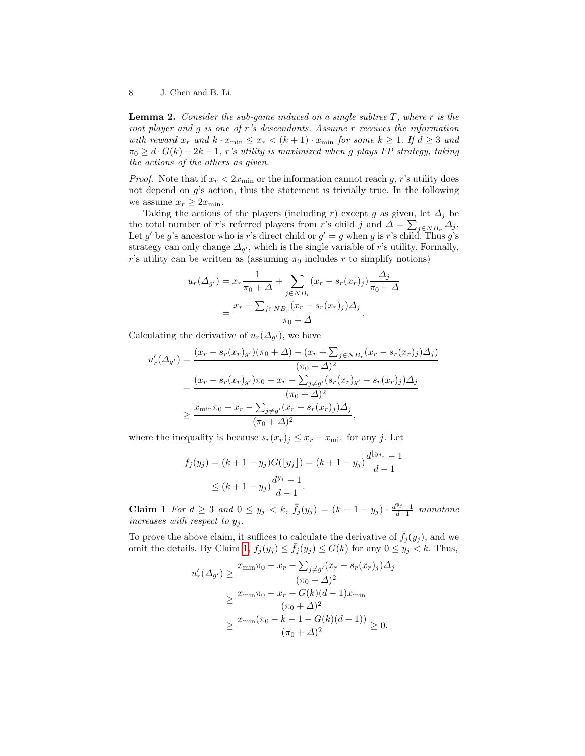**Lemma 2.** *Consider the sub-game induced on a single subtree $T$, where $r$ is the root player and $g$ is one of $r$'s descendants. Assume $r$ receives the information with reward $x_r$ and $k \cdot x_{\min} \leq x_r < (k+1) \cdot x_{\min}$ for some $k \geq 1$. If $d \geq 3$ and $\pi_0 \geq d \cdot G(k) + 2k - 1$, $r$'s utility is maximized when $g$ plays FP strategy, taking the actions of the others as given.*

*Proof.* Note that if $x_r < 2x_{\min}$ or the information cannot reach $g$, $r$'s utility does not depend on $g$'s action, thus the statement is trivially true. In the following we assume $x_r \geq 2x_{\min}$.

Taking the actions of the players (including $r$) except $g$ as given, let $\Delta_j$ be the total number of $r$'s referred players from $r$'s child $j$ and $\Delta = \sum_{j \in NB_r} \Delta_j$. Let $g'$ be $g$'s ancestor who is $r$'s direct child or $g' = g$ when $g$ is $r$'s child. Thus $g$'s strategy can only change $\Delta_{g'}$, which is the single variable of $r$'s utility. Formally, $r$'s utility can be written as (assuming $\pi_0$ includes $r$ to simplify notions)

$$
\begin{aligned}
u_r(\Delta_{g'}) &= x_r \frac{1}{\pi_0 + \Delta} + \sum_{j \in NB_r} (x_r - s_r(x_r)_j) \frac{\Delta_j}{\pi_0 + \Delta} \\
&= \frac{x_r + \sum_{j \in NB_r} (x_r - s_r(x_r)_j) \Delta_j}{\pi_0 + \Delta}.
\end{aligned}
$$

Calculating the derivative of $u_r(\Delta_{g'})$, we have

$$
\begin{aligned}
u'_r(\Delta_{g'}) &= \frac{(x_r - s_r(x_r)_{g'})(\pi_0 + \Delta) - (x_r + \sum_{j \in NB_r} (x_r - s_r(x_r)_j) \Delta_j)}{(\pi_0 + \Delta)^2} \\
&= \frac{(x_r - s_r(x_r)_{g'})\pi_0 - x_r - \sum_{j \neq g'} (s_r(x_r)_{g'} - s_r(x_r)_j) \Delta_j}{(\pi_0 + \Delta)^2} \\
&\geq \frac{x_{\min}\pi_0 - x_r - \sum_{j \neq g'} (x_r - s_r(x_r)_j) \Delta_j}{(\pi_0 + \Delta)^2},
\end{aligned}
$$

where the inequality is because $s_r(x_r)_j \leq x_r - x_{\min}$ for any $j$. Let

$$
\begin{aligned}
f_j(y_j) &= (k + 1 - y_j) G(\lfloor y_j \rfloor) = (k + 1 - y_j) \frac{d^{\lfloor y_j \rfloor} - 1}{d - 1} \\
&\leq (k + 1 - y_j) \frac{d^{y_j} - 1}{d - 1}.
\end{aligned}
$$

**Claim 1** *For $d \geq 3$ and $0 \leq y_j < k$, $\bar{f}_j(y_j) = (k + 1 - y_j) \cdot \frac{d^{y_j} - 1}{d - 1}$ monotone increases with respect to $y_j$.*

To prove the above claim, it suffices to calculate the derivative of $\bar{f}_j(y_j)$, and we omit the details. By Claim 1, $f_j(y_j) \leq \bar{f}_j(y_j) \leq G(k)$ for any $0 \leq y_j < k$. Thus,

$$
\begin{aligned}
u'_r(\Delta_{g'}) &\geq \frac{x_{\min}\pi_0 - x_r - \sum_{j \neq g'} (x_r - s_r(x_r)_j) \Delta_j}{(\pi_0 + \Delta)^2} \\
&\geq \frac{x_{\min}\pi_0 - x_r - G(k)(d - 1) x_{\min}}{(\pi_0 + \Delta)^2} \\
&\geq \frac{x_{\min}(\pi_0 - k - 1 - G(k)(d - 1))}{(\pi_0 + \Delta)^2} \geq 0.
\end{aligned}
$$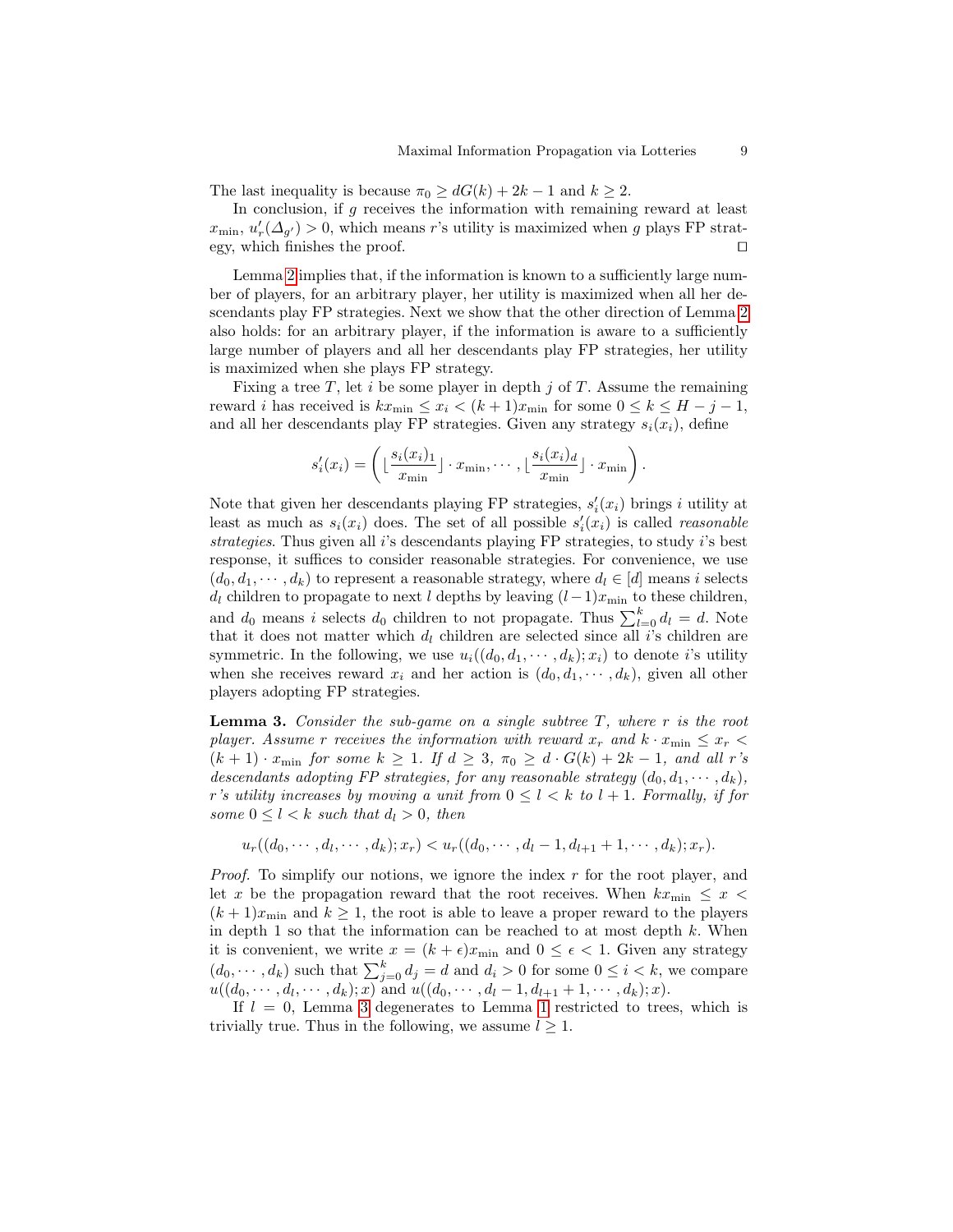The last inequality is because $\pi_0 \geq dG(k) + 2k - 1$ and $k \geq 2$.

In conclusion, if $g$ receives the information with remaining reward at least $x_{\min}$, $u'_r(\Delta_{g'}) > 0$, which means $r$'s utility is maximized when $g$ plays FP strategy, which finishes the proof. ◻

Lemma 2 implies that, if the information is known to a sufficiently large number of players, for an arbitrary player, her utility is maximized when all her descendants play FP strategies. Next we show that the other direction of Lemma 2 also holds: for an arbitrary player, if the information is aware to a sufficiently large number of players and all her descendants play FP strategies, her utility is maximized when she plays FP strategy.

Fixing a tree $T$, let $i$ be some player in depth $j$ of $T$. Assume the remaining reward $i$ has received is $kx_{\min} \leq x_i < (k+1)x_{\min}$ for some $0 \leq k \leq H - j - 1$, and all her descendants play FP strategies. Given any strategy $s_i(x_i)$, define

$$s'_i(x_i) = \left( \lfloor \frac{s_i(x_i)_1}{x_{\min}} \rfloor \cdot x_{\min}, \cdots, \lfloor \frac{s_i(x_i)_d}{x_{\min}} \rfloor \cdot x_{\min} \right).$$

Note that given her descendants playing FP strategies, $s'_i(x_i)$ brings $i$ utility at least as much as $s_i(x_i)$ does. The set of all possible $s'_i(x_i)$ is called *reasonable strategies*. Thus given all $i$'s descendants playing FP strategies, to study $i$'s best response, it suffices to consider reasonable strategies. For convenience, we use $(d_0, d_1, \cdots, d_k)$ to represent a reasonable strategy, where $d_l \in [d]$ means $i$ selects $d_l$ children to propagate to next $l$ depths by leaving $(l-1)x_{\min}$ to these children, and $d_0$ means $i$ selects $d_0$ children to not propagate. Thus $\sum_{l=0}^{k} d_l = d$. Note that it does not matter which $d_l$ children are selected since all $i$'s children are symmetric. In the following, we use $u_i((d_0, d_1, \cdots, d_k); x_i)$ to denote $i$'s utility when she receives reward $x_i$ and her action is $(d_0, d_1, \cdots, d_k)$, given all other players adopting FP strategies.

**Lemma 3.** *Consider the sub-game on a single subtree $T$, where $r$ is the root player. Assume $r$ receives the information with reward $x_r$ and $k \cdot x_{\min} \leq x_r < (k+1) \cdot x_{\min}$ for some $k \geq 1$. If $d \geq 3$, $\pi_0 \geq d \cdot G(k) + 2k - 1$, and all $r$'s descendants adopting FP strategies, for any reasonable strategy $(d_0, d_1, \cdots, d_k)$, $r$'s utility increases by moving a unit from $0 \leq l < k$ to $l+1$. Formally, if for some $0 \leq l < k$ such that $d_l > 0$, then*

$$u_r((d_0, \cdots, d_l, \cdots, d_k); x_r) < u_r((d_0, \cdots, d_l - 1, d_{l+1} + 1, \cdots, d_k); x_r).$$

*Proof.* To simplify our notions, we ignore the index $r$ for the root player, and let $x$ be the propagation reward that the root receives. When $kx_{\min} \leq x < (k+1)x_{\min}$ and $k \geq 1$, the root is able to leave a proper reward to the players in depth 1 so that the information can be reached to at most depth $k$. When it is convenient, we write $x = (k + \epsilon)x_{\min}$ and $0 \leq \epsilon < 1$. Given any strategy $(d_0, \cdots, d_k)$ such that $\sum_{j=0}^{k} d_j = d$ and $d_i > 0$ for some $0 \leq i < k$, we compare $u((d_0, \cdots, d_l, \cdots, d_k); x)$ and $u((d_0, \cdots, d_l - 1, d_{l+1} + 1, \cdots, d_k); x)$.

If $l = 0$, Lemma 3 degenerates to Lemma 1 restricted to trees, which is trivially true. Thus in the following, we assume $l \geq 1$.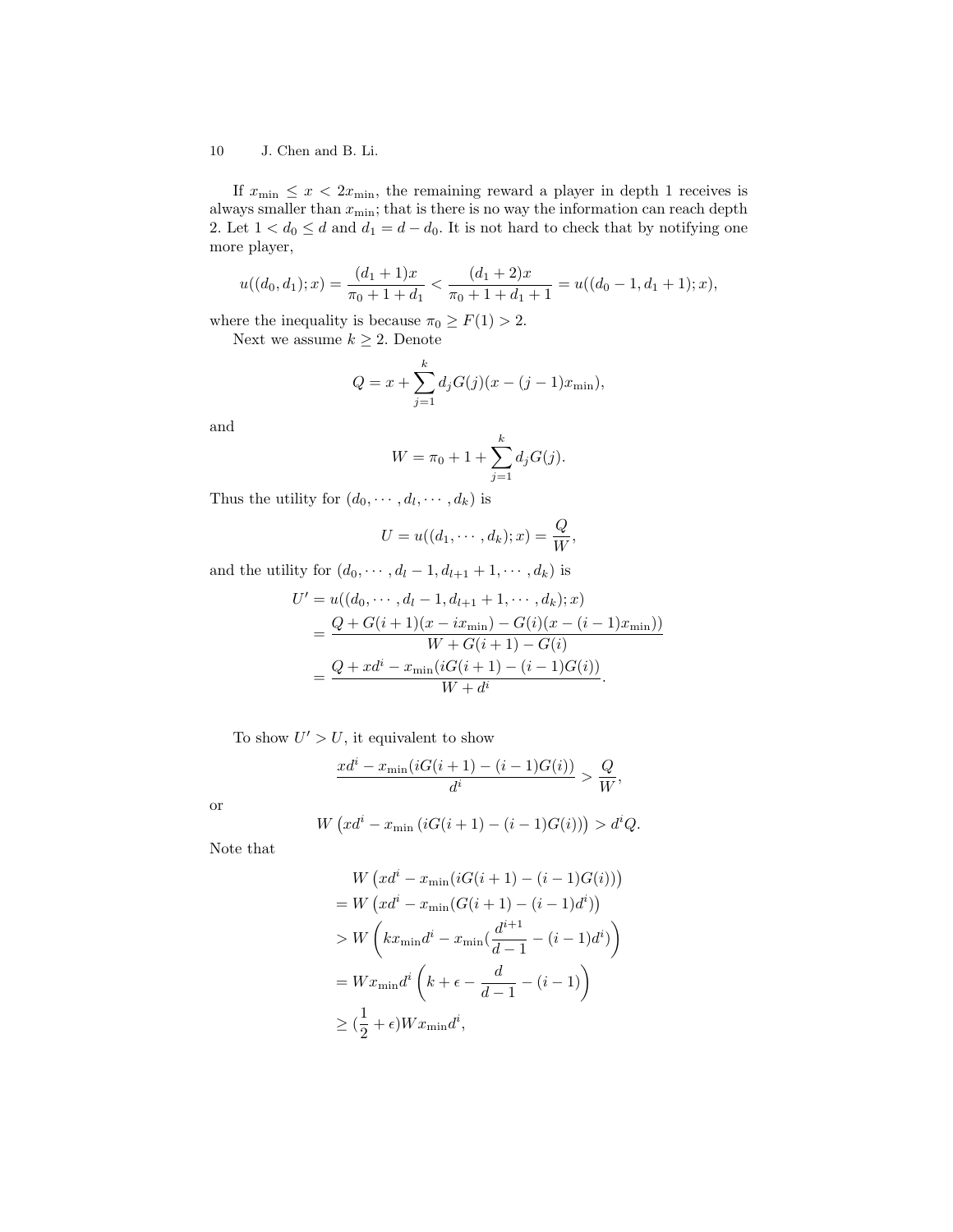If $x_{\min} \leq x < 2x_{\min}$, the remaining reward a player in depth 1 receives is always smaller than $x_{\min}$; that is there is no way the information can reach depth 2. Let $1 < d_0 \leq d$ and $d_1 = d - d_0$. It is not hard to check that by notifying one more player,

$$u((d_0, d_1); x) = \frac{(d_1 + 1)x}{\pi_0 + 1 + d_1} < \frac{(d_1 + 2)x}{\pi_0 + 1 + d_1 + 1} = u((d_0 - 1, d_1 + 1); x),$$

where the inequality is because $\pi_0 \geq F(1) > 2$.

Next we assume $k \geq 2$. Denote

$$Q = x + \sum_{j=1}^{k} d_j G(j)(x - (j-1)x_{\min}),$$

and

$$W = \pi_0 + 1 + \sum_{j=1}^{k} d_j G(j).$$

Thus the utility for $(d_0, \cdots, d_l, \cdots, d_k)$ is

$$U = u((d_1, \cdots, d_k); x) = \frac{Q}{W},$$

and the utility for $(d_0, \cdots, d_l - 1, d_{l+1} + 1, \cdots, d_k)$ is

$$\begin{aligned}
U' &= u((d_0, \cdots, d_l - 1, d_{l+1} + 1, \cdots, d_k); x) \\
&= \frac{Q + G(i+1)(x - ix_{\min}) - G(i)(x - (i-1)x_{\min}))}{W + G(i+1) - G(i)} \\
&= \frac{Q + xd^i - x_{\min}(iG(i+1) - (i-1)G(i))}{W + d^i}.
\end{aligned}$$

To show $U' > U$, it equivalent to show

$$\frac{xd^i - x_{\min}(iG(i+1) - (i-1)G(i))}{d^i} > \frac{Q}{W},$$

or

$$W\left(xd^i - x_{\min}\left(iG(i+1) - (i-1)G(i)\right)\right) > d^i Q.$$

Note that

$$\begin{aligned}
& W\left(xd^i - x_{\min}(iG(i+1) - (i-1)G(i))\right) \\
&= W\left(xd^i - x_{\min}(G(i+1) - (i-1)d^i)\right) \\
&> W\left(kx_{\min}d^i - x_{\min}(\frac{d^{i+1}}{d-1} - (i-1)d^i)\right) \\
&= Wx_{\min}d^i\left(k + \epsilon - \frac{d}{d-1} - (i-1)\right) \\
&\geq (\frac{1}{2} + \epsilon)Wx_{\min}d^i,
\end{aligned}$$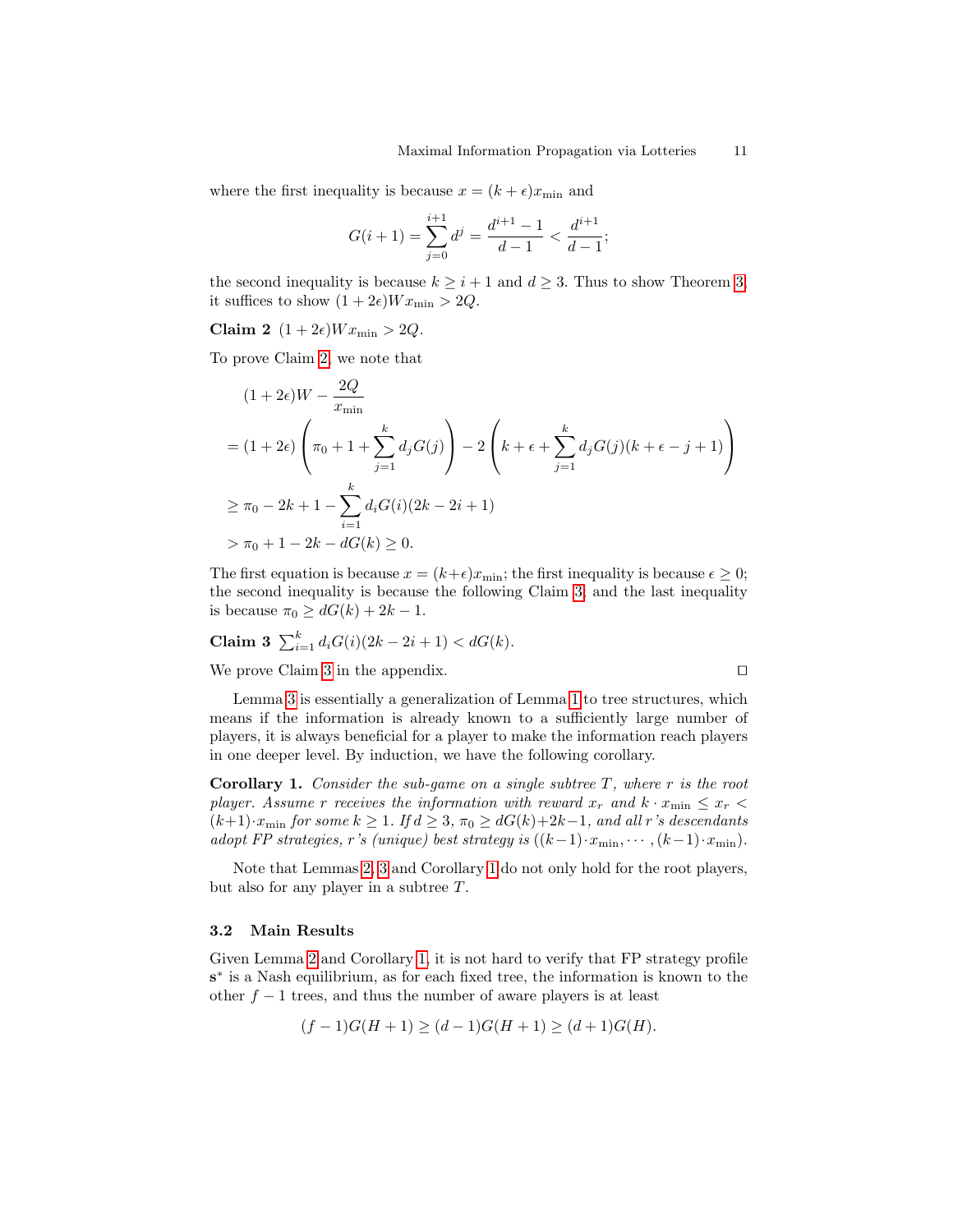where the first inequality is because $x = (k+\epsilon)x_{\min}$ and

$$G(i+1) = \sum_{j=0}^{i+1} d^j = \frac{d^{i+1}-1}{d-1} < \frac{d^{i+1}}{d-1};$$

the second inequality is because $k \geq i+1$ and $d \geq 3$. Thus to show Theorem 3, it suffices to show $(1+2\epsilon)Wx_{\min} > 2Q$.

**Claim 2** $(1+2\epsilon)Wx_{\min} > 2Q$.

To prove Claim 2, we note that

$$
\begin{aligned}
&(1+2\epsilon)W - \frac{2Q}{x_{\min}} \\
&= (1+2\epsilon)\left(\pi_0 + 1 + \sum_{j=1}^{k} d_j G(j)\right) - 2\left(k + \epsilon + \sum_{j=1}^{k} d_j G(j)(k+\epsilon-j+1)\right) \\
&\geq \pi_0 - 2k + 1 - \sum_{i=1}^{k} d_i G(i)(2k-2i+1) \\
&> \pi_0 + 1 - 2k - dG(k) \geq 0.
\end{aligned}
$$

The first equation is because $x = (k+\epsilon)x_{\min}$; the first inequality is because $\epsilon \geq 0$; the second inequality is because the following Claim 3, and the last inequality is because $\pi_0 \geq dG(k) + 2k - 1$.

**Claim 3** $\sum_{i=1}^{k} d_i G(i)(2k-2i+1) < dG(k)$.

We prove Claim 3 in the appendix. □

Lemma 3 is essentially a generalization of Lemma 1 to tree structures, which means if the information is already known to a sufficiently large number of players, it is always beneficial for a player to make the information reach players in one deeper level. By induction, we have the following corollary.

**Corollary 1.** *Consider the sub-game on a single subtree $T$, where $r$ is the root player. Assume $r$ receives the information with reward $x_r$ and $k \cdot x_{\min} \leq x_r < (k+1) \cdot x_{\min}$ for some $k \geq 1$. If $d \geq 3$, $\pi_0 \geq dG(k)+2k-1$, and all $r$'s descendants adopt FP strategies, $r$'s (unique) best strategy is $((k-1)\cdot x_{\min}, \cdots, (k-1)\cdot x_{\min})$.*

Note that Lemmas 2, 3 and Corollary 1 do not only hold for the root players, but also for any player in a subtree $T$.

### 3.2 Main Results

Given Lemma 2 and Corollary 1, it is not hard to verify that FP strategy profile $\mathbf{s}^*$ is a Nash equilibrium, as for each fixed tree, the information is known to the other $f-1$ trees, and thus the number of aware players is at least

$$(f-1)G(H+1) \geq (d-1)G(H+1) \geq (d+1)G(H).$$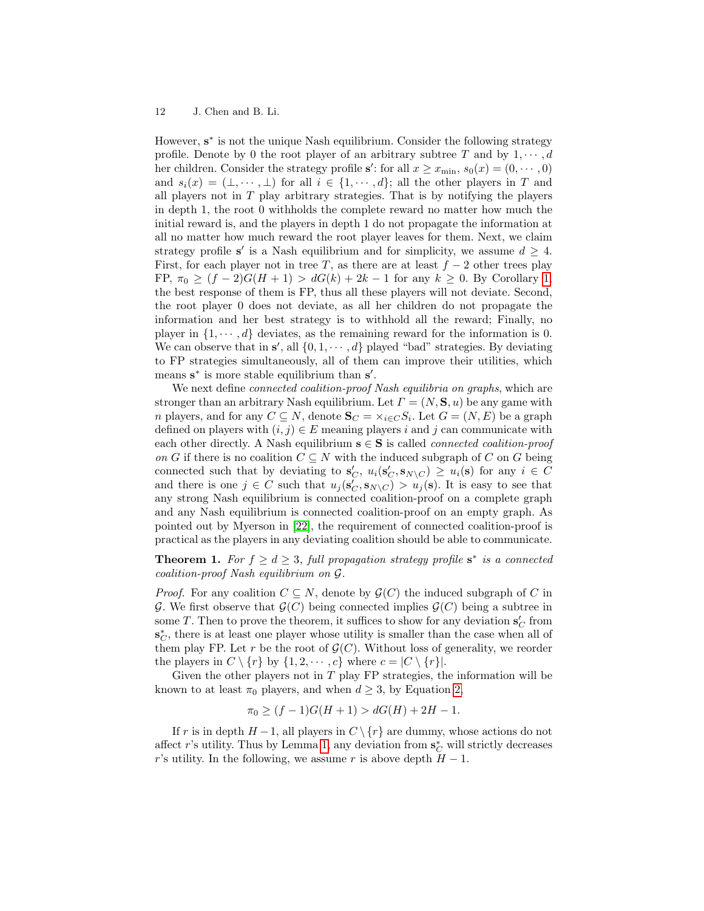However, $\mathbf{s}^*$ is not the unique Nash equilibrium. Consider the following strategy profile. Denote by 0 the root player of an arbitrary subtree $T$ and by $1, \cdots, d$ her children. Consider the strategy profile $\mathbf{s}'$: for all $x \geq x_{\min}$, $s_0(x) = (0, \cdots, 0)$ and $s_i(x) = (\perp, \cdots, \perp)$ for all $i \in \{1, \cdots, d\}$; all the other players in $T$ and all players not in $T$ play arbitrary strategies. That is by notifying the players in depth 1, the root 0 withholds the complete reward no matter how much the initial reward is, and the players in depth 1 do not propagate the information at all no matter how much reward the root player leaves for them. Next, we claim strategy profile $\mathbf{s}'$ is a Nash equilibrium and for simplicity, we assume $d \geq 4$. First, for each player not in tree $T$, as there are at least $f-2$ other trees play FP, $\pi_0 \geq (f-2)G(H+1) > dG(k) + 2k - 1$ for any $k \geq 0$. By Corollary 1, the best response of them is FP, thus all these players will not deviate. Second, the root player 0 does not deviate, as all her children do not propagate the information and her best strategy is to withhold all the reward; Finally, no player in $\{1, \cdots, d\}$ deviates, as the remaining reward for the information is 0. We can observe that in $\mathbf{s}'$, all $\{0, 1, \cdots, d\}$ played "bad" strategies. By deviating to FP strategies simultaneously, all of them can improve their utilities, which means $\mathbf{s}^*$ is more stable equilibrium than $\mathbf{s}'$.

We next define *connected coalition-proof Nash equilibria on graphs*, which are stronger than an arbitrary Nash equilibrium. Let $\Gamma = (N, \mathbf{S}, u)$ be any game with $n$ players, and for any $C \subseteq N$, denote $\mathbf{S}_C = \times_{i \in C} S_i$. Let $G = (N, E)$ be a graph defined on players with $(i, j) \in E$ meaning players $i$ and $j$ can communicate with each other directly. A Nash equilibrium $\mathbf{s} \in \mathbf{S}$ is called *connected coalition-proof on $G$* if there is no coalition $C \subseteq N$ with the induced subgraph of $C$ on $G$ being connected such that by deviating to $\mathbf{s}'_C$, $u_i(\mathbf{s}'_C, \mathbf{s}_{N \setminus C}) \geq u_i(\mathbf{s})$ for any $i \in C$ and there is one $j \in C$ such that $u_j(\mathbf{s}'_C, \mathbf{s}_{N \setminus C}) > u_j(\mathbf{s})$. It is easy to see that any strong Nash equilibrium is connected coalition-proof on a complete graph and any Nash equilibrium is connected coalition-proof on an empty graph. As pointed out by Myerson in [22], the requirement of connected coalition-proof is practical as the players in any deviating coalition should be able to communicate.

**Theorem 1.** *For $f \geq d \geq 3$, full propagation strategy profile $\mathbf{s}^*$ is a connected coalition-proof Nash equilibrium on $\mathcal{G}$.*

*Proof.* For any coalition $C \subseteq N$, denote by $\mathcal{G}(C)$ the induced subgraph of $C$ in $\mathcal{G}$. We first observe that $\mathcal{G}(C)$ being connected implies $\mathcal{G}(C)$ being a subtree in some $T$. Then to prove the theorem, it suffices to show for any deviation $\mathbf{s}'_C$ from $\mathbf{s}^*_C$, there is at least one player whose utility is smaller than the case when all of them play FP. Let $r$ be the root of $\mathcal{G}(C)$. Without loss of generality, we reorder the players in $C \setminus \{r\}$ by $\{1, 2, \cdots, c\}$ where $c = |C \setminus \{r\}|$.

Given the other players not in $T$ play FP strategies, the information will be known to at least $\pi_0$ players, and when $d \geq 3$, by Equation 2,

$$\pi_0 \geq (f-1)G(H+1) > dG(H) + 2H - 1.$$

If $r$ is in depth $H-1$, all players in $C \setminus \{r\}$ are dummy, whose actions do not affect $r$'s utility. Thus by Lemma 1, any deviation from $\mathbf{s}^*_C$ will strictly decreases $r$'s utility. In the following, we assume $r$ is above depth $H-1$.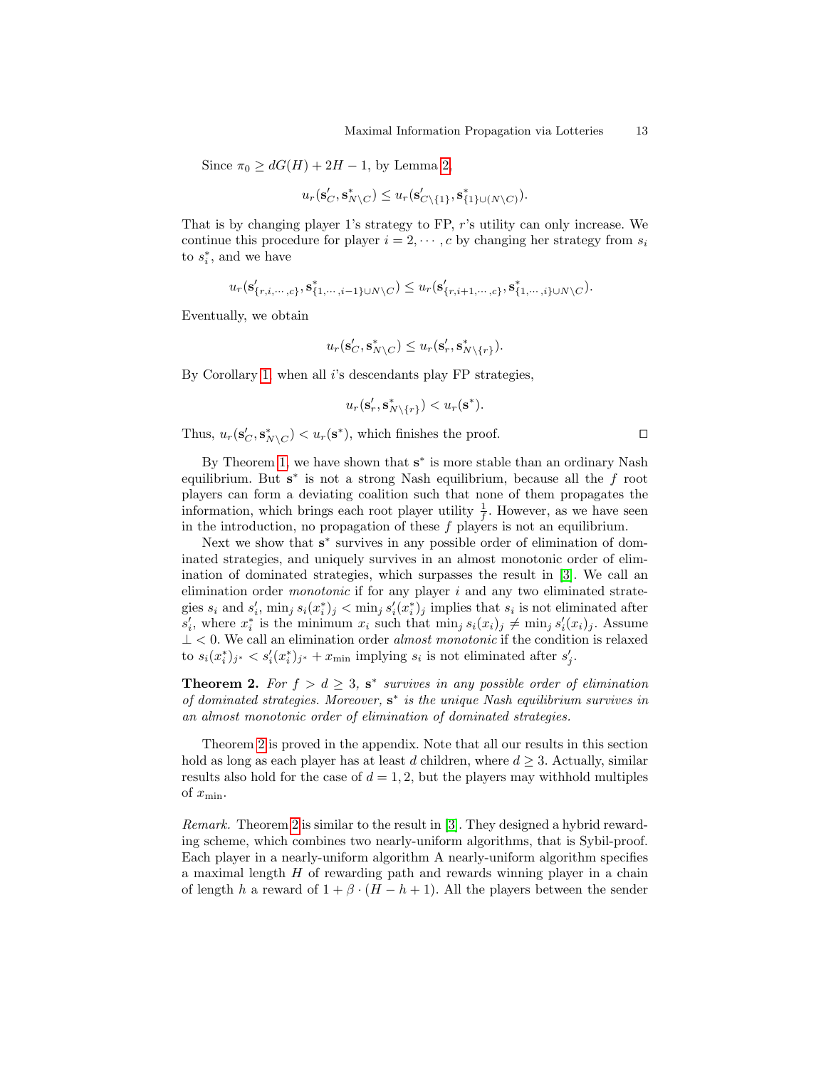Since $\pi_0 \geq dG(H) + 2H - 1$, by Lemma 2,

$$u_r(\mathbf{s}'_C, \mathbf{s}^*_{N\setminus C}) \leq u_r(\mathbf{s}'_{C\setminus\{1\}}, \mathbf{s}^*_{\{1\}\cup(N\setminus C)}).$$

That is by changing player 1's strategy to FP, $r$'s utility can only increase. We continue this procedure for player $i = 2, \cdots, c$ by changing her strategy from $s_i$ to $s^*_i$, and we have

$$u_r(\mathbf{s}'_{\{r,i,\cdots,c\}}, \mathbf{s}^*_{\{1,\cdots,i-1\}\cup N\setminus C}) \leq u_r(\mathbf{s}'_{\{r,i+1,\cdots,c\}}, \mathbf{s}^*_{\{1,\cdots,i\}\cup N\setminus C}).$$

Eventually, we obtain

$$u_r(\mathbf{s}'_C, \mathbf{s}^*_{N\setminus C}) \leq u_r(\mathbf{s}'_r, \mathbf{s}^*_{N\setminus\{r\}}).$$

By Corollary 1, when all $i$'s descendants play FP strategies,

$$u_r(\mathbf{s}'_r, \mathbf{s}^*_{N\setminus\{r\}}) < u_r(\mathbf{s}^*).$$

Thus, $u_r(\mathbf{s}'_C, \mathbf{s}^*_{N\setminus C}) < u_r(\mathbf{s}^*)$, which finishes the proof. □

By Theorem 1, we have shown that $\mathbf{s}^*$ is more stable than an ordinary Nash equilibrium. But $\mathbf{s}^*$ is not a strong Nash equilibrium, because all the $f$ root players can form a deviating coalition such that none of them propagates the information, which brings each root player utility $\frac{1}{f}$. However, as we have seen in the introduction, no propagation of these $f$ players is not an equilibrium.

Next we show that $\mathbf{s}^*$ survives in any possible order of elimination of dominated strategies, and uniquely survives in an almost monotonic order of elimination of dominated strategies, which surpasses the result in [3]. We call an elimination order *monotonic* if for any player $i$ and any two eliminated strategies $s_i$ and $s'_i$, $\min_j s_i(x^*_i)_j < \min_j s'_i(x^*_i)_j$ implies that $s_i$ is not eliminated after $s'_i$, where $x^*_i$ is the minimum $x_i$ such that $\min_j s_i(x_i)_j \neq \min_j s'_i(x_i)_j$. Assume $\perp < 0$. We call an elimination order *almost monotonic* if the condition is relaxed to $s_i(x^*_i)_{j^*} < s'_i(x^*_i)_{j^*} + x_{\min}$ implying $s_i$ is not eliminated after $s'_j$.

**Theorem 2.** *For $f > d \geq 3$, $\mathbf{s}^*$ survives in any possible order of elimination of dominated strategies. Moreover, $\mathbf{s}^*$ is the unique Nash equilibrium survives in an almost monotonic order of elimination of dominated strategies.*

Theorem 2 is proved in the appendix. Note that all our results in this section hold as long as each player has at least $d$ children, where $d \geq 3$. Actually, similar results also hold for the case of $d = 1, 2$, but the players may withhold multiples of $x_{\min}$.

*Remark.* Theorem 2 is similar to the result in [3]. They designed a hybrid rewarding scheme, which combines two nearly-uniform algorithms, that is Sybil-proof. Each player in a nearly-uniform algorithm A nearly-uniform algorithm specifies a maximal length $H$ of rewarding path and rewards winning player in a chain of length $h$ a reward of $1 + \beta \cdot (H - h + 1)$. All the players between the sender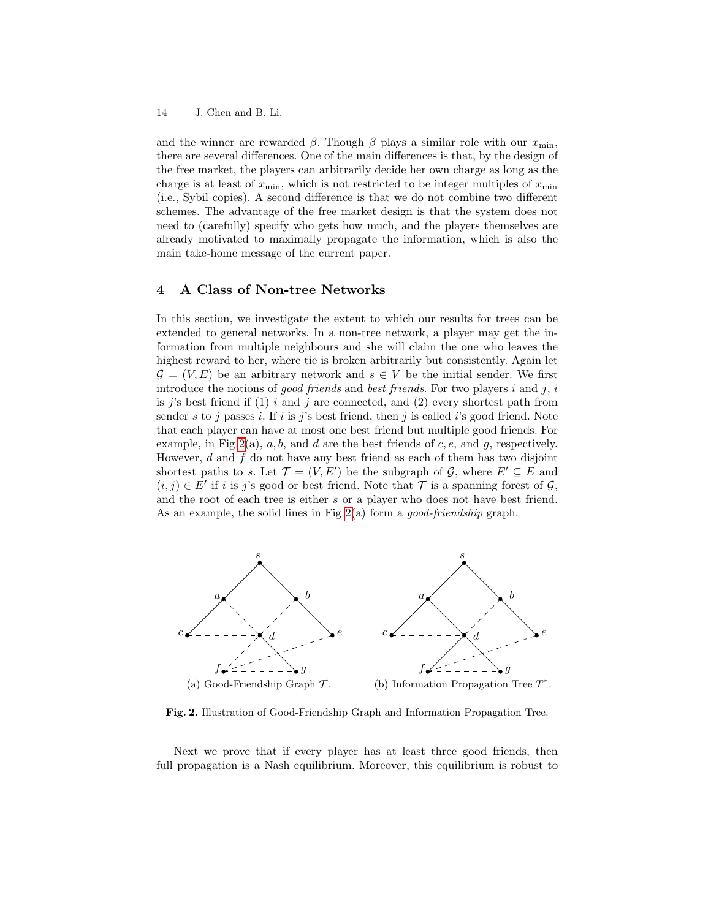and the winner are rewarded $\beta$. Though $\beta$ plays a similar role with our $x_{\min}$, there are several differences. One of the main differences is that, by the design of the free market, the players can arbitrarily decide her own charge as long as the charge is at least of $x_{\min}$, which is not restricted to be integer multiples of $x_{\min}$ (i.e., Sybil copies). A second difference is that we do not combine two different schemes. The advantage of the free market design is that the system does not need to (carefully) specify who gets how much, and the players themselves are already motivated to maximally propagate the information, which is also the main take-home message of the current paper.

## 4 A Class of Non-tree Networks

In this section, we investigate the extent to which our results for trees can be extended to general networks. In a non-tree network, a player may get the information from multiple neighbours and she will claim the one who leaves the highest reward to her, where tie is broken arbitrarily but consistently. Again let $\mathcal{G} = (V, E)$ be an arbitrary network and $s \in V$ be the initial sender. We first introduce the notions of *good friends* and *best friends*. For two players $i$ and $j$, $i$ is $j$'s best friend if (1) $i$ and $j$ are connected, and (2) every shortest path from sender $s$ to $j$ passes $i$. If $i$ is $j$'s best friend, then $j$ is called $i$'s good friend. Note that each player can have at most one best friend but multiple good friends. For example, in Fig 2(a), $a, b$, and $d$ are the best friends of $c, e$, and $g$, respectively. However, $d$ and $f$ do not have any best friend as each of them has two disjoint shortest paths to $s$. Let $\mathcal{T} = (V, E')$ be the subgraph of $\mathcal{G}$, where $E' \subseteq E$ and $(i, j) \in E'$ if $i$ is $j$'s good or best friend. Note that $\mathcal{T}$ is a spanning forest of $\mathcal{G}$, and the root of each tree is either $s$ or a player who does not have best friend. As an example, the solid lines in Fig 2(a) form a *good-friendship* graph.

(a) Good-Friendship Graph $\mathcal{T}$. (b) Information Propagation Tree $T^*$.

**Fig. 2.** Illustration of Good-Friendship Graph and Information Propagation Tree.

Next we prove that if every player has at least three good friends, then full propagation is a Nash equilibrium. Moreover, this equilibrium is robust to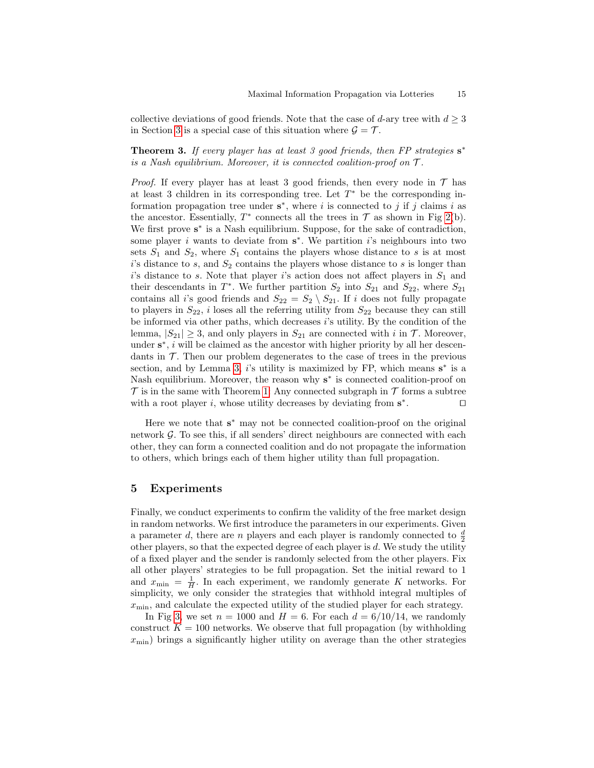collective deviations of good friends. Note that the case of $d$-ary tree with $d \geq 3$ in Section 3 is a special case of this situation where $\mathcal{G} = \mathcal{T}$.

**Theorem 3.** *If every player has at least 3 good friends, then FP strategies* $\mathbf{s}^*$ *is a Nash equilibrium. Moreover, it is connected coalition-proof on* $\mathcal{T}$.

*Proof.* If every player has at least 3 good friends, then every node in $\mathcal{T}$ has at least 3 children in its corresponding tree. Let $T^*$ be the corresponding information propagation tree under $\mathbf{s}^*$, where $i$ is connected to $j$ if $j$ claims $i$ as the ancestor. Essentially, $T^*$ connects all the trees in $\mathcal{T}$ as shown in Fig 2(b). We first prove $\mathbf{s}^*$ is a Nash equilibrium. Suppose, for the sake of contradiction, some player $i$ wants to deviate from $\mathbf{s}^*$. We partition $i$'s neighbours into two sets $S_1$ and $S_2$, where $S_1$ contains the players whose distance to $s$ is at most $i$'s distance to $s$, and $S_2$ contains the players whose distance to $s$ is longer than $i$'s distance to $s$. Note that player $i$'s action does not affect players in $S_1$ and their descendants in $T^*$. We further partition $S_2$ into $S_{21}$ and $S_{22}$, where $S_{21}$ contains all $i$'s good friends and $S_{22} = S_2 \setminus S_{21}$. If $i$ does not fully propagate to players in $S_{22}$, $i$ loses all the referring utility from $S_{22}$ because they can still be informed via other paths, which decreases $i$'s utility. By the condition of the lemma, $|S_{21}| \geq 3$, and only players in $S_{21}$ are connected with $i$ in $\mathcal{T}$. Moreover, under $\mathbf{s}^*$, $i$ will be claimed as the ancestor with higher priority by all her descendants in $\mathcal{T}$. Then our problem degenerates to the case of trees in the previous section, and by Lemma 3, $i$'s utility is maximized by FP, which means $\mathbf{s}^*$ is a Nash equilibrium. Moreover, the reason why $\mathbf{s}^*$ is connected coalition-proof on $\mathcal{T}$ is in the same with Theorem 1. Any connected subgraph in $\mathcal{T}$ forms a subtree with a root player $i$, whose utility decreases by deviating from $\mathbf{s}^*$. ◻

Here we note that $\mathbf{s}^*$ may not be connected coalition-proof on the original network $\mathcal{G}$. To see this, if all senders' direct neighbours are connected with each other, they can form a connected coalition and do not propagate the information to others, which brings each of them higher utility than full propagation.

## 5 Experiments

Finally, we conduct experiments to confirm the validity of the free market design in random networks. We first introduce the parameters in our experiments. Given a parameter $d$, there are $n$ players and each player is randomly connected to $\frac{d}{2}$ other players, so that the expected degree of each player is $d$. We study the utility of a fixed player and the sender is randomly selected from the other players. Fix all other players' strategies to be full propagation. Set the initial reward to 1 and $x_{\min} = \frac{1}{H}$. In each experiment, we randomly generate $K$ networks. For simplicity, we only consider the strategies that withhold integral multiples of $x_{\min}$, and calculate the expected utility of the studied player for each strategy.

In Fig 3, we set $n = 1000$ and $H = 6$. For each $d = 6/10/14$, we randomly construct $K = 100$ networks. We observe that full propagation (by withholding $x_{\min}$) brings a significantly higher utility on average than the other strategies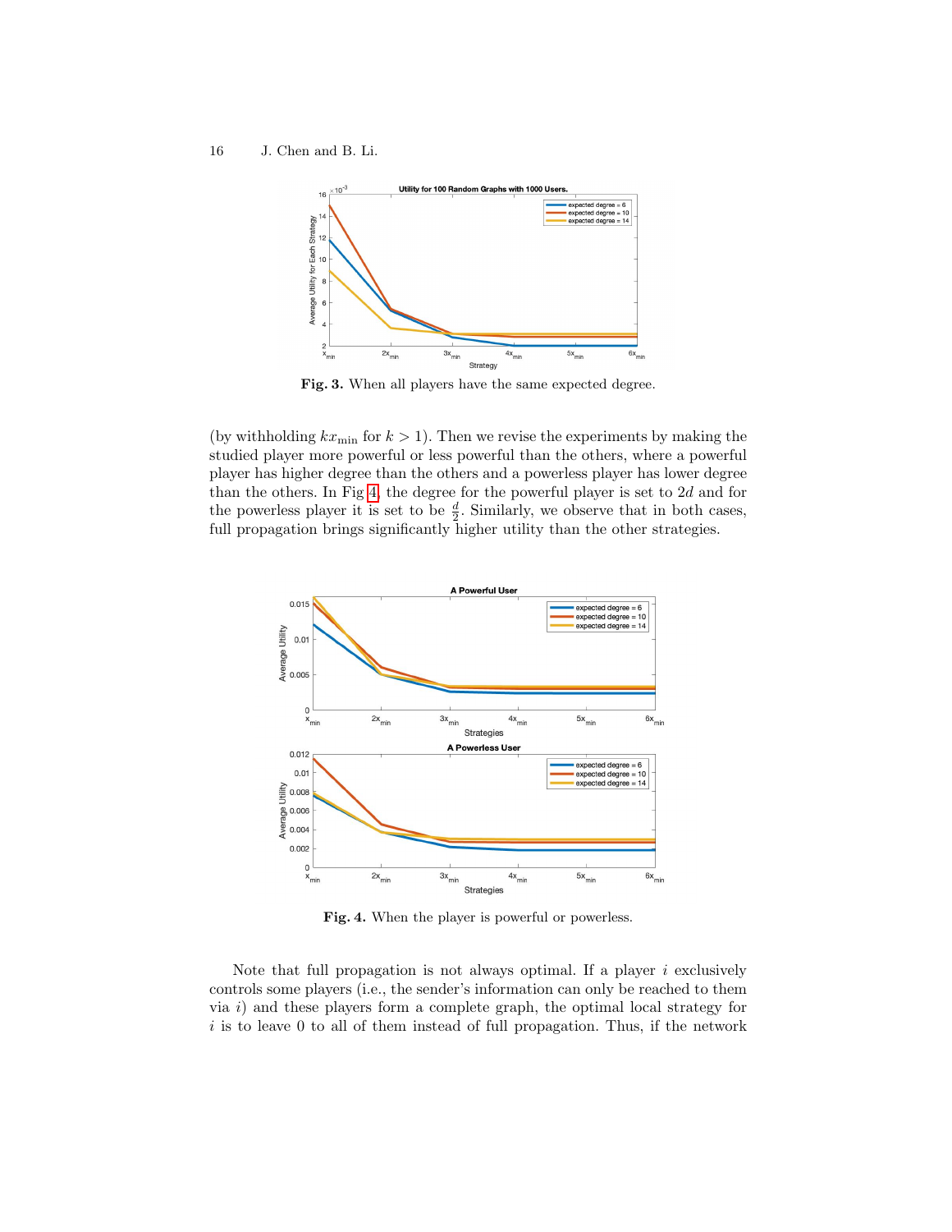**Fig. 3.** When all players have the same expected degree.

(by withholding $kx_{\min}$ for $k > 1$). Then we revise the experiments by making the studied player more powerful or less powerful than the others, where a powerful player has higher degree than the others and a powerless player has lower degree than the others. In Fig 4, the degree for the powerful player is set to $2d$ and for the powerless player it is set to be $\frac{d}{2}$. Similarly, we observe that in both cases, full propagation brings significantly higher utility than the other strategies.

**Fig. 4.** When the player is powerful or powerless.

Note that full propagation is not always optimal. If a player $i$ exclusively controls some players (i.e., the sender's information can only be reached to them via $i$) and these players form a complete graph, the optimal local strategy for $i$ is to leave 0 to all of them instead of full propagation. Thus, if the network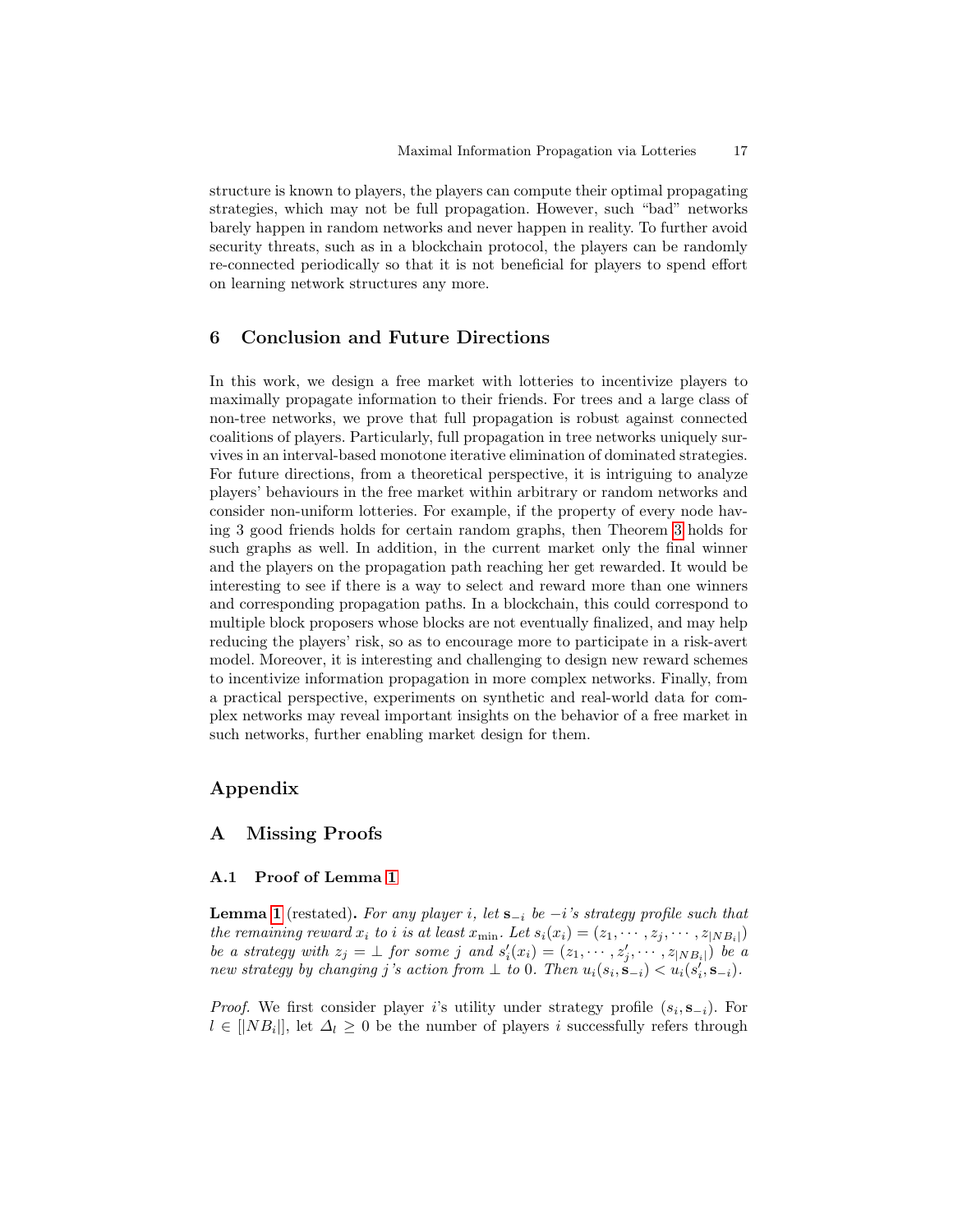structure is known to players, the players can compute their optimal propagating strategies, which may not be full propagation. However, such "bad" networks barely happen in random networks and never happen in reality. To further avoid security threats, such as in a blockchain protocol, the players can be randomly re-connected periodically so that it is not beneficial for players to spend effort on learning network structures any more.

## 6 Conclusion and Future Directions

In this work, we design a free market with lotteries to incentivize players to maximally propagate information to their friends. For trees and a large class of non-tree networks, we prove that full propagation is robust against connected coalitions of players. Particularly, full propagation in tree networks uniquely survives in an interval-based monotone iterative elimination of dominated strategies. For future directions, from a theoretical perspective, it is intriguing to analyze players' behaviours in the free market within arbitrary or random networks and consider non-uniform lotteries. For example, if the property of every node having 3 good friends holds for certain random graphs, then Theorem 3 holds for such graphs as well. In addition, in the current market only the final winner and the players on the propagation path reaching her get rewarded. It would be interesting to see if there is a way to select and reward more than one winners and corresponding propagation paths. In a blockchain, this could correspond to multiple block proposers whose blocks are not eventually finalized, and may help reducing the players' risk, so as to encourage more to participate in a risk-avert model. Moreover, it is interesting and challenging to design new reward schemes to incentivize information propagation in more complex networks. Finally, from a practical perspective, experiments on synthetic and real-world data for complex networks may reveal important insights on the behavior of a free market in such networks, further enabling market design for them.

# Appendix

## A Missing Proofs

### A.1 Proof of Lemma 1

**Lemma 1** (restated)**.** *For any player $i$, let $\mathbf{s}_{-i}$ be $-i$'s strategy profile such that the remaining reward $x_i$ to $i$ is at least $x_{\min}$. Let $s_i(x_i) = (z_1, \cdots, z_j, \cdots, z_{|NB_i|})$ be a strategy with $z_j = \perp$ for some $j$ and $s'_i(x_i) = (z_1, \cdots, z'_j, \cdots, z_{|NB_i|})$ be a new strategy by changing $j$'s action from $\perp$ to $0$. Then $u_i(s_i, \mathbf{s}_{-i}) < u_i(s'_i, \mathbf{s}_{-i})$.*

*Proof.* We first consider player $i$'s utility under strategy profile $(s_i, \mathbf{s}_{-i})$. For $l \in [|NB_i|]$, let $\Delta_l \geq 0$ be the number of players $i$ successfully refers through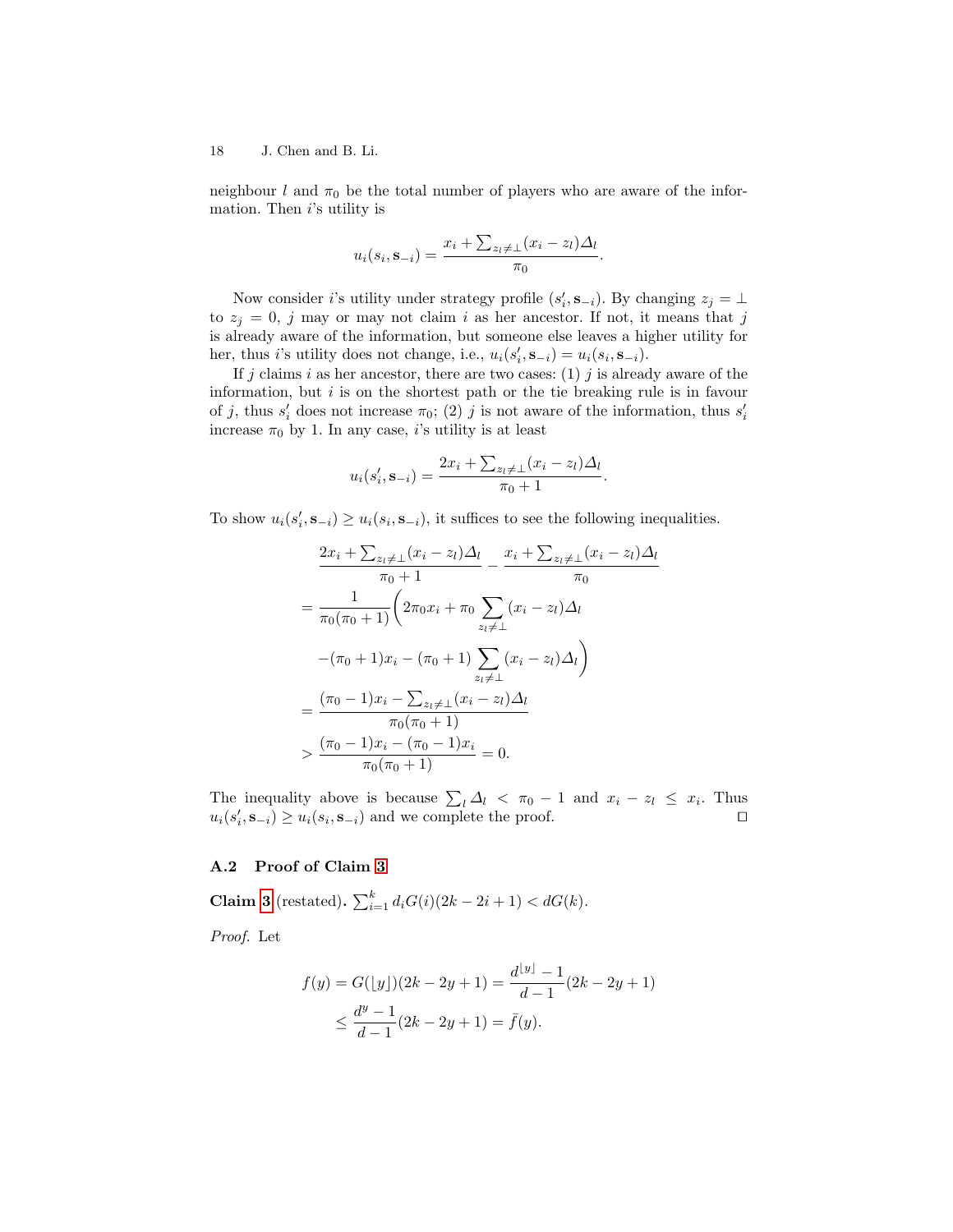neighbour $l$ and $\pi_0$ be the total number of players who are aware of the information. Then $i$'s utility is

$$u_i(s_i, \mathbf{s}_{-i}) = \frac{x_i + \sum_{z_l \neq \perp}(x_i - z_l)\Delta_l}{\pi_0}.$$

Now consider $i$'s utility under strategy profile $(s'_i, \mathbf{s}_{-i})$. By changing $z_j = \perp$ to $z_j = 0$, $j$ may or may not claim $i$ as her ancestor. If not, it means that $j$ is already aware of the information, but someone else leaves a higher utility for her, thus $i$'s utility does not change, i.e., $u_i(s'_i, \mathbf{s}_{-i}) = u_i(s_i, \mathbf{s}_{-i})$.

If $j$ claims $i$ as her ancestor, there are two cases: (1) $j$ is already aware of the information, but $i$ is on the shortest path or the tie breaking rule is in favour of $j$, thus $s'_i$ does not increase $\pi_0$; (2) $j$ is not aware of the information, thus $s'_i$ increase $\pi_0$ by 1. In any case, $i$'s utility is at least

$$u_i(s'_i, \mathbf{s}_{-i}) = \frac{2x_i + \sum_{z_l \neq \perp}(x_i - z_l)\Delta_l}{\pi_0 + 1}.$$

To show $u_i(s'_i, \mathbf{s}_{-i}) \geq u_i(s_i, \mathbf{s}_{-i})$, it suffices to see the following inequalities.

$$\begin{aligned}
&\frac{2x_i + \sum_{z_l \neq \perp}(x_i - z_l)\Delta_l}{\pi_0 + 1} - \frac{x_i + \sum_{z_l \neq \perp}(x_i - z_l)\Delta_l}{\pi_0} \\
=& \frac{1}{\pi_0(\pi_0+1)}\Big(2\pi_0 x_i + \pi_0 \sum_{z_l \neq \perp}(x_i - z_l)\Delta_l \\
&- (\pi_0+1)x_i - (\pi_0+1)\sum_{z_l \neq \perp}(x_i - z_l)\Delta_l\Big) \\
=& \frac{(\pi_0 - 1)x_i - \sum_{z_l \neq \perp}(x_i - z_l)\Delta_l}{\pi_0(\pi_0+1)} \\
>& \frac{(\pi_0 - 1)x_i - (\pi_0 - 1)x_i}{\pi_0(\pi_0+1)} = 0.
\end{aligned}$$

The inequality above is because $\sum_l \Delta_l < \pi_0 - 1$ and $x_i - z_l \leq x_i$. Thus $u_i(s'_i, \mathbf{s}_{-i}) \geq u_i(s_i, \mathbf{s}_{-i})$ and we complete the proof. ◻

### A.2 Proof of Claim 3

**Claim 3** (restated)**.** $\sum_{i=1}^{k} d_i G(i)(2k - 2i + 1) < dG(k)$.

*Proof.* Let

$$\begin{aligned}
f(y) = G(\lfloor y \rfloor)(2k - 2y + 1) &= \frac{d^{\lfloor y \rfloor} - 1}{d - 1}(2k - 2y + 1) \\
&\leq \frac{d^y - 1}{d - 1}(2k - 2y + 1) = \bar{f}(y).
\end{aligned}$$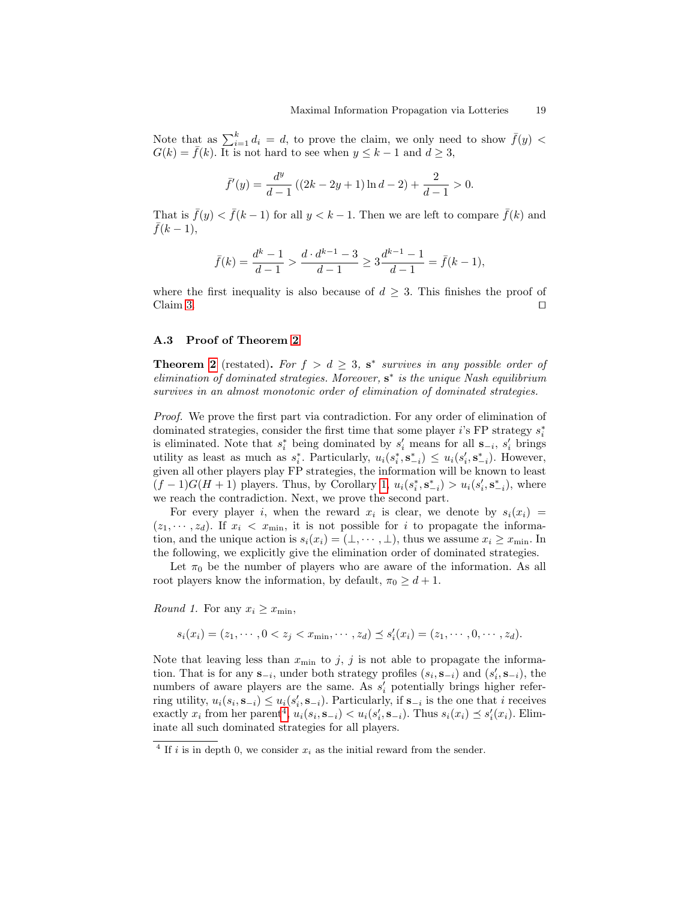Note that as $\sum_{i=1}^{k} d_i = d$, to prove the claim, we only need to show $\bar{f}(y) < G(k) = \bar{f}(k)$. It is not hard to see when $y \leq k-1$ and $d \geq 3$,

$$\bar{f}'(y) = \frac{d^y}{d-1}\left((2k-2y+1)\ln d - 2\right) + \frac{2}{d-1} > 0.$$

That is $\bar{f}(y) < \bar{f}(k-1)$ for all $y < k-1$. Then we are left to compare $\bar{f}(k)$ and $\bar{f}(k-1)$,

$$\bar{f}(k) = \frac{d^k - 1}{d-1} > \frac{d \cdot d^{k-1} - 3}{d-1} \geq 3\frac{d^{k-1}-1}{d-1} = \bar{f}(k-1),$$

where the first inequality is also because of $d \geq 3$. This finishes the proof of Claim 3. ◻

### A.3 Proof of Theorem 2

**Theorem 2** (restated)**.** *For $f > d \geq 3$, $\mathbf{s}^*$ survives in any possible order of elimination of dominated strategies. Moreover, $\mathbf{s}^*$ is the unique Nash equilibrium survives in an almost monotonic order of elimination of dominated strategies.*

*Proof.* We prove the first part via contradiction. For any order of elimination of dominated strategies, consider the first time that some player $i$'s FP strategy $s_i^*$ is eliminated. Note that $s_i^*$ being dominated by $s_i'$ means for all $\mathbf{s}_{-i}$, $s_i'$ brings utility as least as much as $s_i^*$. Particularly, $u_i(s_i^*, \mathbf{s}_{-i}^*) \leq u_i(s_i', \mathbf{s}_{-i}^*)$. However, given all other players play FP strategies, the information will be known to least $(f-1)G(H+1)$ players. Thus, by Corollary 1, $u_i(s_i^*, \mathbf{s}_{-i}^*) > u_i(s_i', \mathbf{s}_{-i}^*)$, where we reach the contradiction. Next, we prove the second part.

For every player $i$, when the reward $x_i$ is clear, we denote by $s_i(x_i) = (z_1, \cdots, z_d)$. If $x_i < x_{\min}$, it is not possible for $i$ to propagate the information, and the unique action is $s_i(x_i) = (\perp, \cdots, \perp)$, thus we assume $x_i \geq x_{\min}$. In the following, we explicitly give the elimination order of dominated strategies.

Let $\pi_0$ be the number of players who are aware of the information. As all root players know the information, by default, $\pi_0 \geq d+1$.

*Round 1.* For any $x_i \geq x_{\min}$,

$$s_i(x_i) = (z_1, \cdots, 0 < z_j < x_{\min}, \cdots, z_d) \preceq s_i'(x_i) = (z_1, \cdots, 0, \cdots, z_d).$$

Note that leaving less than $x_{\min}$ to $j$, $j$ is not able to propagate the information. That is for any $\mathbf{s}_{-i}$, under both strategy profiles $(s_i, \mathbf{s}_{-i})$ and $(s_i', \mathbf{s}_{-i})$, the numbers of aware players are the same. As $s_i'$ potentially brings higher referring utility, $u_i(s_i, \mathbf{s}_{-i}) \leq u_i(s_i', \mathbf{s}_{-i})$. Particularly, if $\mathbf{s}_{-i}$ is the one that $i$ receives exactly $x_i$ from her parent[4], $u_i(s_i, \mathbf{s}_{-i}) < u_i(s_i', \mathbf{s}_{-i})$. Thus $s_i(x_i) \preceq s_i'(x_i)$. Eliminate all such dominated strategies for all players.

[4] If $i$ is in depth 0, we consider $x_i$ as the initial reward from the sender.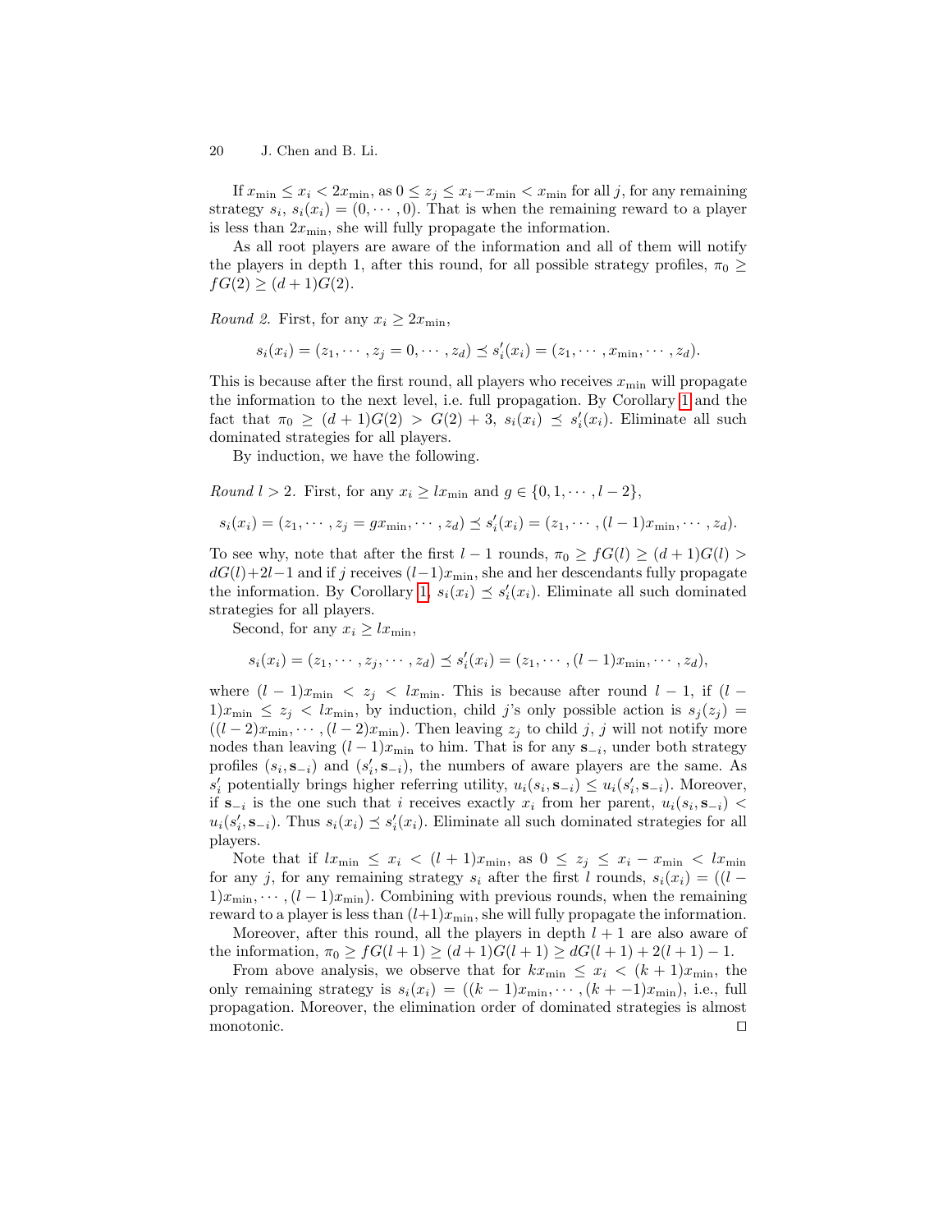If $x_{\min} \le x_i < 2x_{\min}$, as $0 \le z_j \le x_i - x_{\min} < x_{\min}$ for all $j$, for any remaining strategy $s_i$, $s_i(x_i) = (0, \cdots, 0)$. That is when the remaining reward to a player is less than $2x_{\min}$, she will fully propagate the information.

As all root players are aware of the information and all of them will notify the players in depth 1, after this round, for all possible strategy profiles, $\pi_0 \ge fG(2) \ge (d+1)G(2)$.

*Round 2.* First, for any $x_i \ge 2x_{\min}$,

$$s_i(x_i) = (z_1, \cdots, z_j = 0, \cdots, z_d) \preceq s'_i(x_i) = (z_1, \cdots, x_{\min}, \cdots, z_d).$$

This is because after the first round, all players who receives $x_{\min}$ will propagate the information to the next level, i.e. full propagation. By Corollary 1 and the fact that $\pi_0 \ge (d+1)G(2) > G(2) + 3$, $s_i(x_i) \preceq s'_i(x_i)$. Eliminate all such dominated strategies for all players.

By induction, we have the following.

*Round $l > 2$.* First, for any $x_i \ge l x_{\min}$ and $g \in \{0, 1, \cdots, l-2\}$,

$$s_i(x_i) = (z_1, \cdots, z_j = g x_{\min}, \cdots, z_d) \preceq s'_i(x_i) = (z_1, \cdots, (l-1)x_{\min}, \cdots, z_d).$$

To see why, note that after the first $l-1$ rounds, $\pi_0 \ge fG(l) \ge (d+1)G(l) > dG(l) + 2l - 1$ and if $j$ receives $(l-1)x_{\min}$, she and her descendants fully propagate the information. By Corollary 1, $s_i(x_i) \preceq s'_i(x_i)$. Eliminate all such dominated strategies for all players.

Second, for any $x_i \ge l x_{\min}$,

$$s_i(x_i) = (z_1, \cdots, z_j, \cdots, z_d) \preceq s'_i(x_i) = (z_1, \cdots, (l-1)x_{\min}, \cdots, z_d),$$

where $(l-1)x_{\min} < z_j < l x_{\min}$. This is because after round $l-1$, if $(l-1)x_{\min} \le z_j < l x_{\min}$, by induction, child $j$'s only possible action is $s_j(z_j) = ((l-2)x_{\min}, \cdots, (l-2)x_{\min})$. Then leaving $z_j$ to child $j$, $j$ will not notify more nodes than leaving $(l-1)x_{\min}$ to him. That is for any $\mathbf{s}_{-i}$, under both strategy profiles $(s_i, \mathbf{s}_{-i})$ and $(s'_i, \mathbf{s}_{-i})$, the numbers of aware players are the same. As $s'_i$ potentially brings higher referring utility, $u_i(s_i, \mathbf{s}_{-i}) \le u_i(s'_i, \mathbf{s}_{-i})$. Moreover, if $\mathbf{s}_{-i}$ is the one such that $i$ receives exactly $x_i$ from her parent, $u_i(s_i, \mathbf{s}_{-i}) < u_i(s'_i, \mathbf{s}_{-i})$. Thus $s_i(x_i) \preceq s'_i(x_i)$. Eliminate all such dominated strategies for all players.

Note that if $l x_{\min} \le x_i < (l+1)x_{\min}$, as $0 \le z_j \le x_i - x_{\min} < l x_{\min}$ for any $j$, for any remaining strategy $s_i$ after the first $l$ rounds, $s_i(x_i) = ((l-1)x_{\min}, \cdots, (l-1)x_{\min})$. Combining with previous rounds, when the remaining reward to a player is less than $(l+1)x_{\min}$, she will fully propagate the information.

Moreover, after this round, all the players in depth $l+1$ are also aware of the information, $\pi_0 \ge fG(l+1) \ge (d+1)G(l+1) \ge dG(l+1) + 2(l+1) - 1$.

From above analysis, we observe that for $k x_{\min} \le x_i < (k+1)x_{\min}$, the only remaining strategy is $s_i(x_i) = ((k-1)x_{\min}, \cdots, (k+-1)x_{\min})$, i.e., full propagation. Moreover, the elimination order of dominated strategies is almost monotonic. ◻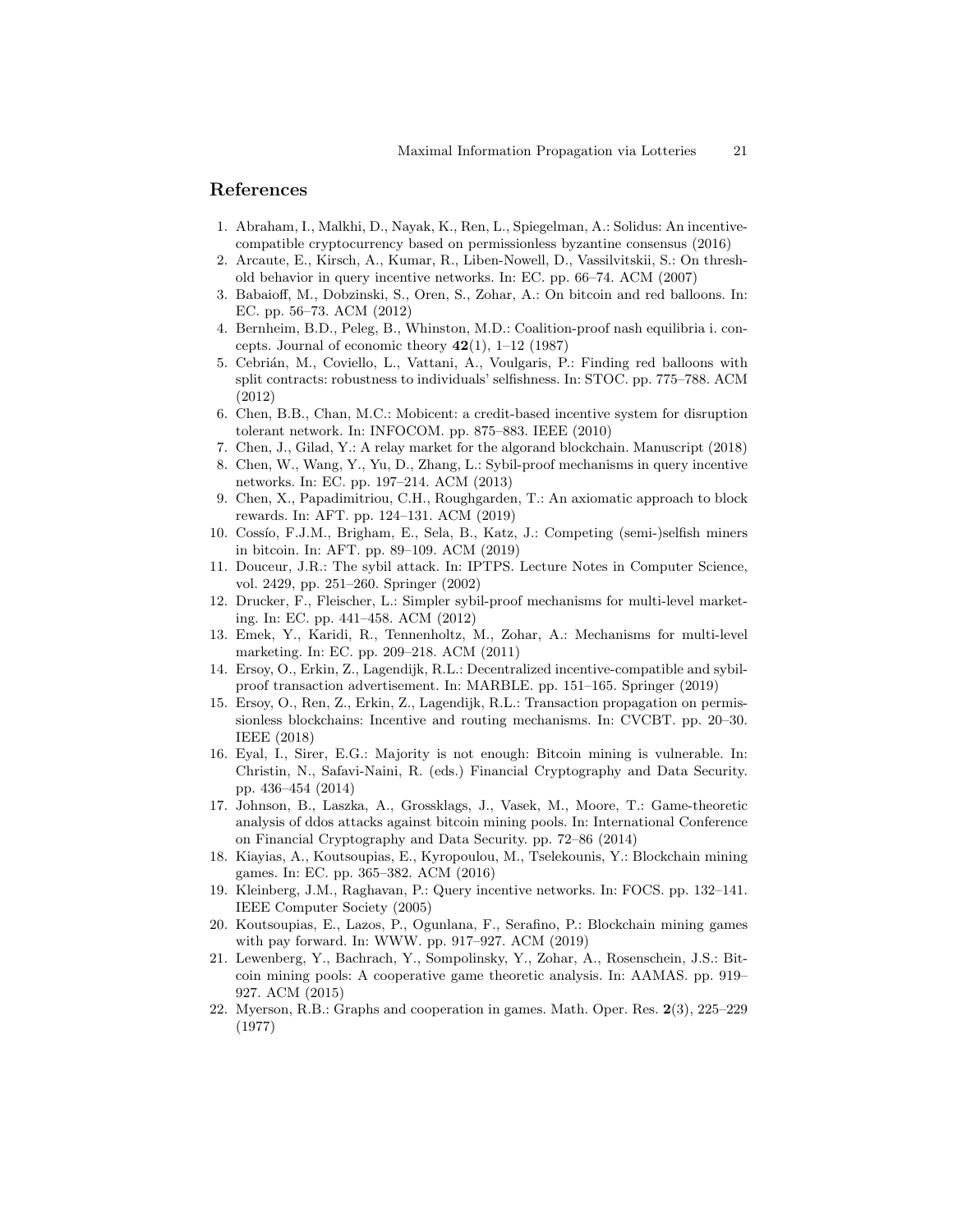## References

1. Abraham, I., Malkhi, D., Nayak, K., Ren, L., Spiegelman, A.: Solidus: An incentive-compatible cryptocurrency based on permissionless byzantine consensus (2016)
2. Arcaute, E., Kirsch, A., Kumar, R., Liben-Nowell, D., Vassilvitskii, S.: On threshold behavior in query incentive networks. In: EC. pp. 66–74. ACM (2007)
3. Babaioff, M., Dobzinski, S., Oren, S., Zohar, A.: On bitcoin and red balloons. In: EC. pp. 56–73. ACM (2012)
4. Bernheim, B.D., Peleg, B., Whinston, M.D.: Coalition-proof nash equilibria i. concepts. Journal of economic theory **42**(1), 1–12 (1987)
5. Cebrián, M., Coviello, L., Vattani, A., Voulgaris, P.: Finding red balloons with split contracts: robustness to individuals' selfishness. In: STOC. pp. 775–788. ACM (2012)
6. Chen, B.B., Chan, M.C.: Mobicent: a credit-based incentive system for disruption tolerant network. In: INFOCOM. pp. 875–883. IEEE (2010)
7. Chen, J., Gilad, Y.: A relay market for the algorand blockchain. Manuscript (2018)
8. Chen, W., Wang, Y., Yu, D., Zhang, L.: Sybil-proof mechanisms in query incentive networks. In: EC. pp. 197–214. ACM (2013)
9. Chen, X., Papadimitriou, C.H., Roughgarden, T.: An axiomatic approach to block rewards. In: AFT. pp. 124–131. ACM (2019)
10. Cossío, F.J.M., Brigham, E., Sela, B., Katz, J.: Competing (semi-)selfish miners in bitcoin. In: AFT. pp. 89–109. ACM (2019)
11. Douceur, J.R.: The sybil attack. In: IPTPS. Lecture Notes in Computer Science, vol. 2429, pp. 251–260. Springer (2002)
12. Drucker, F., Fleischer, L.: Simpler sybil-proof mechanisms for multi-level marketing. In: EC. pp. 441–458. ACM (2012)
13. Emek, Y., Karidi, R., Tennenholtz, M., Zohar, A.: Mechanisms for multi-level marketing. In: EC. pp. 209–218. ACM (2011)
14. Ersoy, O., Erkin, Z., Lagendijk, R.L.: Decentralized incentive-compatible and sybil-proof transaction advertisement. In: MARBLE. pp. 151–165. Springer (2019)
15. Ersoy, O., Ren, Z., Erkin, Z., Lagendijk, R.L.: Transaction propagation on permissionless blockchains: Incentive and routing mechanisms. In: CVCBT. pp. 20–30. IEEE (2018)
16. Eyal, I., Sirer, E.G.: Majority is not enough: Bitcoin mining is vulnerable. In: Christin, N., Safavi-Naini, R. (eds.) Financial Cryptography and Data Security. pp. 436–454 (2014)
17. Johnson, B., Laszka, A., Grossklags, J., Vasek, M., Moore, T.: Game-theoretic analysis of ddos attacks against bitcoin mining pools. In: International Conference on Financial Cryptography and Data Security. pp. 72–86 (2014)
18. Kiayias, A., Koutsoupias, E., Kyropoulou, M., Tselekounis, Y.: Blockchain mining games. In: EC. pp. 365–382. ACM (2016)
19. Kleinberg, J.M., Raghavan, P.: Query incentive networks. In: FOCS. pp. 132–141. IEEE Computer Society (2005)
20. Koutsoupias, E., Lazos, P., Ogunlana, F., Serafino, P.: Blockchain mining games with pay forward. In: WWW. pp. 917–927. ACM (2019)
21. Lewenberg, Y., Bachrach, Y., Sompolinsky, Y., Zohar, A., Rosenschein, J.S.: Bitcoin mining pools: A cooperative game theoretic analysis. In: AAMAS. pp. 919–927. ACM (2015)
22. Myerson, R.B.: Graphs and cooperation in games. Math. Oper. Res. **2**(3), 225–229 (1977)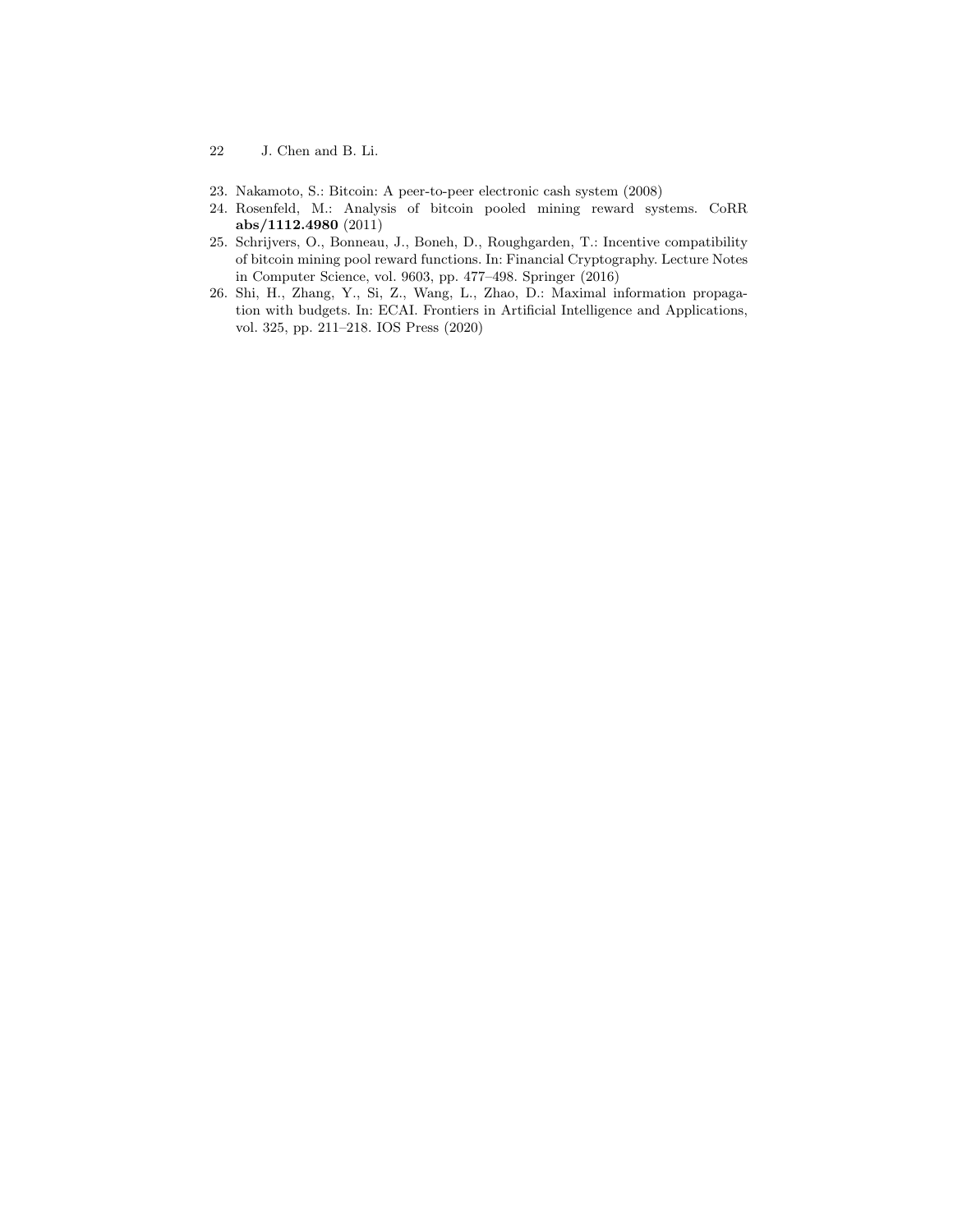23. Nakamoto, S.: Bitcoin: A peer-to-peer electronic cash system (2008)
24. Rosenfeld, M.: Analysis of bitcoin pooled mining reward systems. CoRR **abs/1112.4980** (2011)
25. Schrijvers, O., Bonneau, J., Boneh, D., Roughgarden, T.: Incentive compatibility of bitcoin mining pool reward functions. In: Financial Cryptography. Lecture Notes in Computer Science, vol. 9603, pp. 477–498. Springer (2016)
26. Shi, H., Zhang, Y., Si, Z., Wang, L., Zhao, D.: Maximal information propagation with budgets. In: ECAI. Frontiers in Artificial Intelligence and Applications, vol. 325, pp. 211–218. IOS Press (2020)